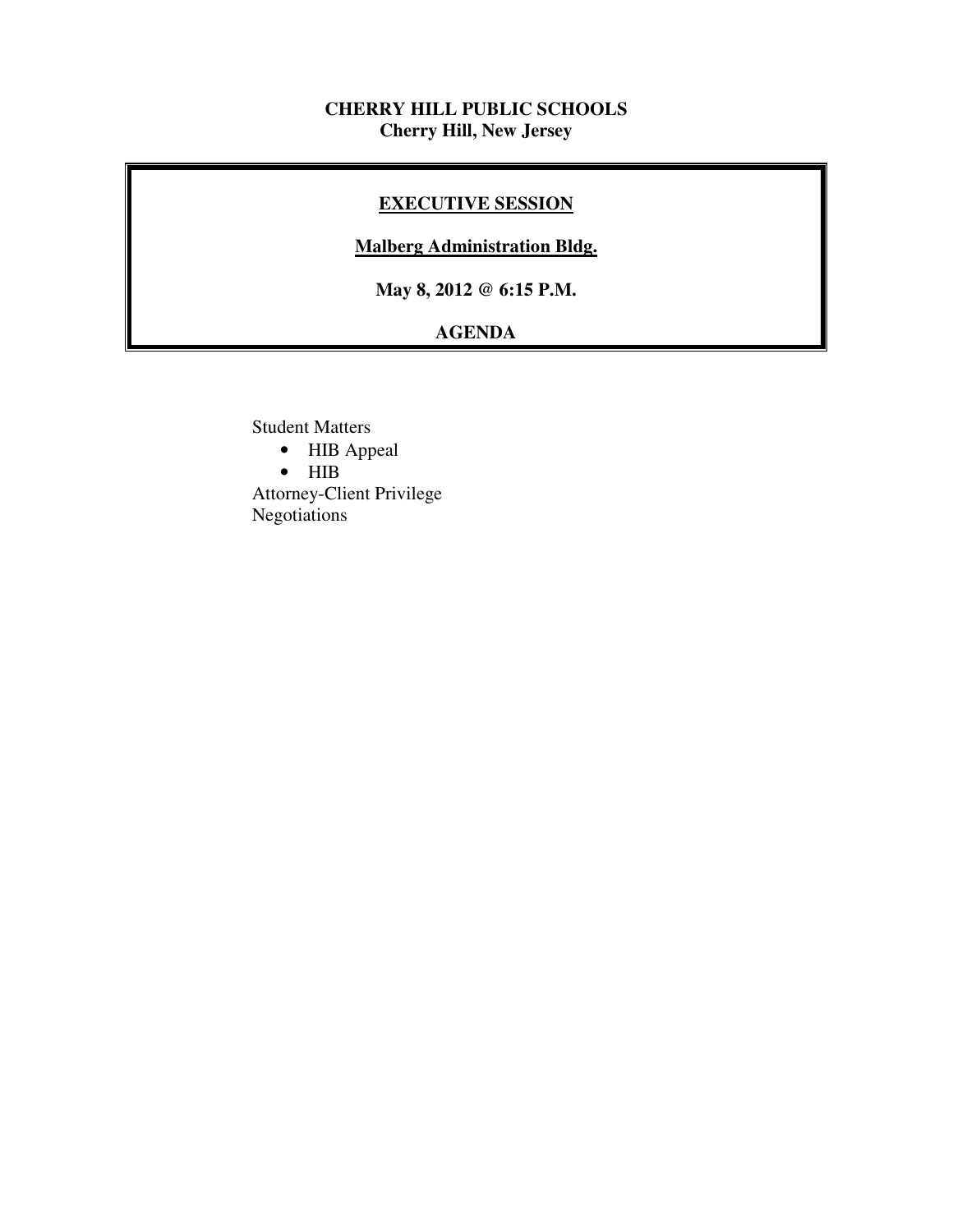**CHERRY HILL PUBLIC SCHOOLS**
**Cherry Hill, New Jersey**

## EXECUTIVE SESSION

**Malberg Administration Bldg.**

**May 8, 2012 @ 6:15 P.M.**

**AGENDA**

Student Matters

- HIB Appeal
- HIB

Attorney-Client Privilege
Negotiations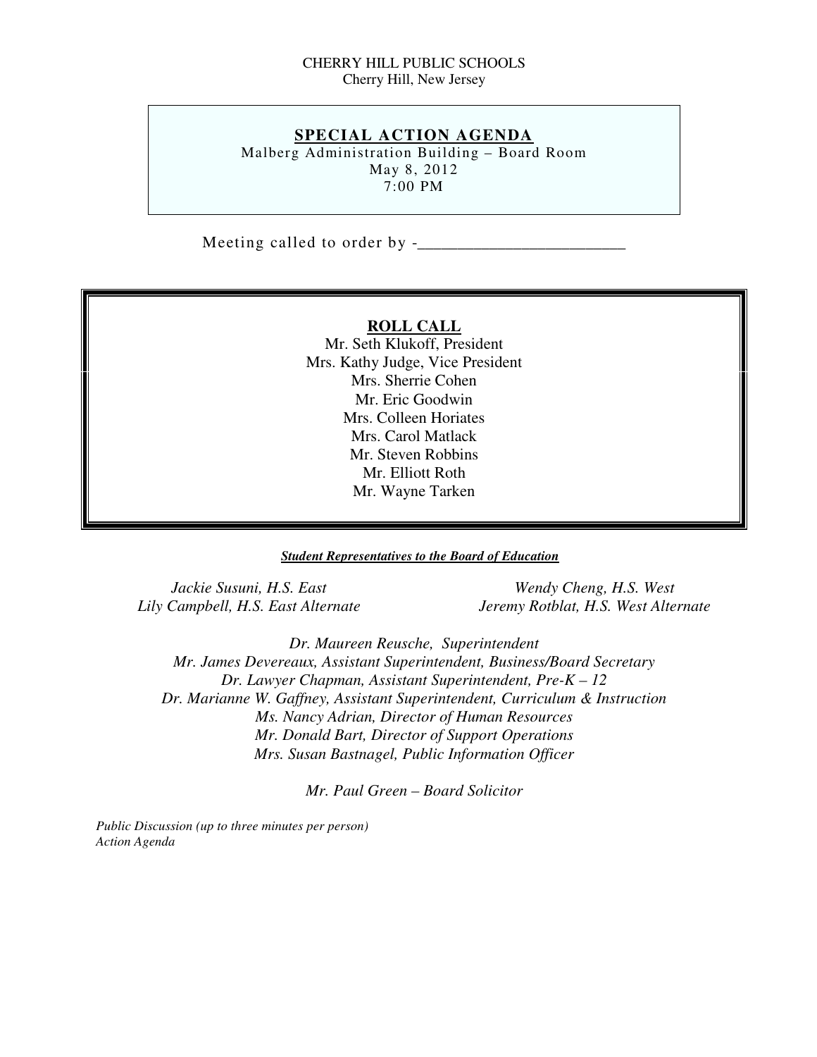CHERRY HILL PUBLIC SCHOOLS
Cherry Hill, New Jersey

## SPECIAL ACTION AGENDA

Malberg Administration Building – Board Room
May 8, 2012
7:00 PM

Meeting called to order by -_________________________

### ROLL CALL

Mr. Seth Klukoff, President
Mrs. Kathy Judge, Vice President
Mrs. Sherrie Cohen
Mr. Eric Goodwin
Mrs. Colleen Horiates
Mrs. Carol Matlack
Mr. Steven Robbins
Mr. Elliott Roth
Mr. Wayne Tarken

***Student Representatives to the Board of Education***

*Jackie Susuni, H.S. East*
*Lily Campbell, H.S. East Alternate*

*Wendy Cheng, H.S. West*
*Jeremy Rotblat, H.S. West Alternate*

*Dr. Maureen Reusche, Superintendent*
*Mr. James Devereaux, Assistant Superintendent, Business/Board Secretary*
*Dr. Lawyer Chapman, Assistant Superintendent, Pre-K – 12*
*Dr. Marianne W. Gaffney, Assistant Superintendent, Curriculum & Instruction*
*Ms. Nancy Adrian, Director of Human Resources*
*Mr. Donald Bart, Director of Support Operations*
*Mrs. Susan Bastnagel, Public Information Officer*

*Mr. Paul Green – Board Solicitor*

*Public Discussion (up to three minutes per person)*
*Action Agenda*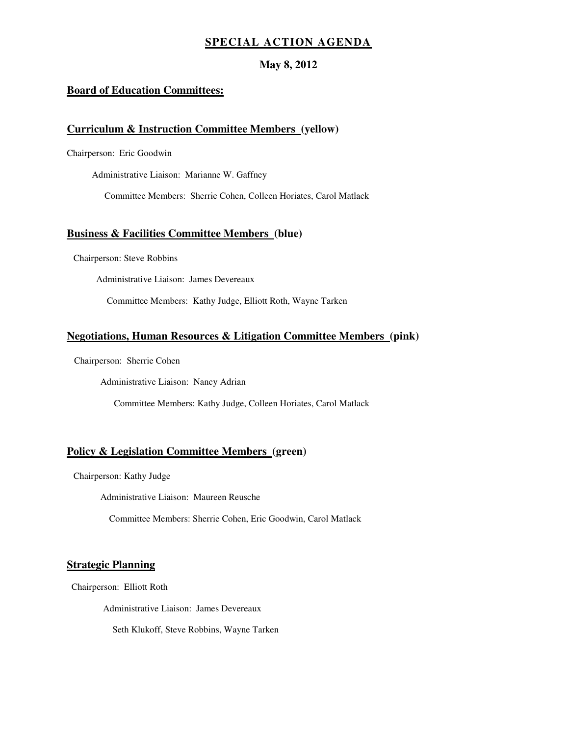## SPECIAL ACTION AGENDA

**May 8, 2012**

### Board of Education Committees:

### Curriculum & Instruction Committee Members (yellow)

Chairperson: Eric Goodwin

Administrative Liaison: Marianne W. Gaffney

Committee Members: Sherrie Cohen, Colleen Horiates, Carol Matlack

### Business & Facilities Committee Members (blue)

Chairperson: Steve Robbins

Administrative Liaison: James Devereaux

Committee Members: Kathy Judge, Elliott Roth, Wayne Tarken

### Negotiations, Human Resources & Litigation Committee Members (pink)

Chairperson: Sherrie Cohen

Administrative Liaison: Nancy Adrian

Committee Members: Kathy Judge, Colleen Horiates, Carol Matlack

### Policy & Legislation Committee Members (green)

Chairperson: Kathy Judge

Administrative Liaison: Maureen Reusche

Committee Members: Sherrie Cohen, Eric Goodwin, Carol Matlack

### Strategic Planning

Chairperson: Elliott Roth

Administrative Liaison: James Devereaux

Seth Klukoff, Steve Robbins, Wayne Tarken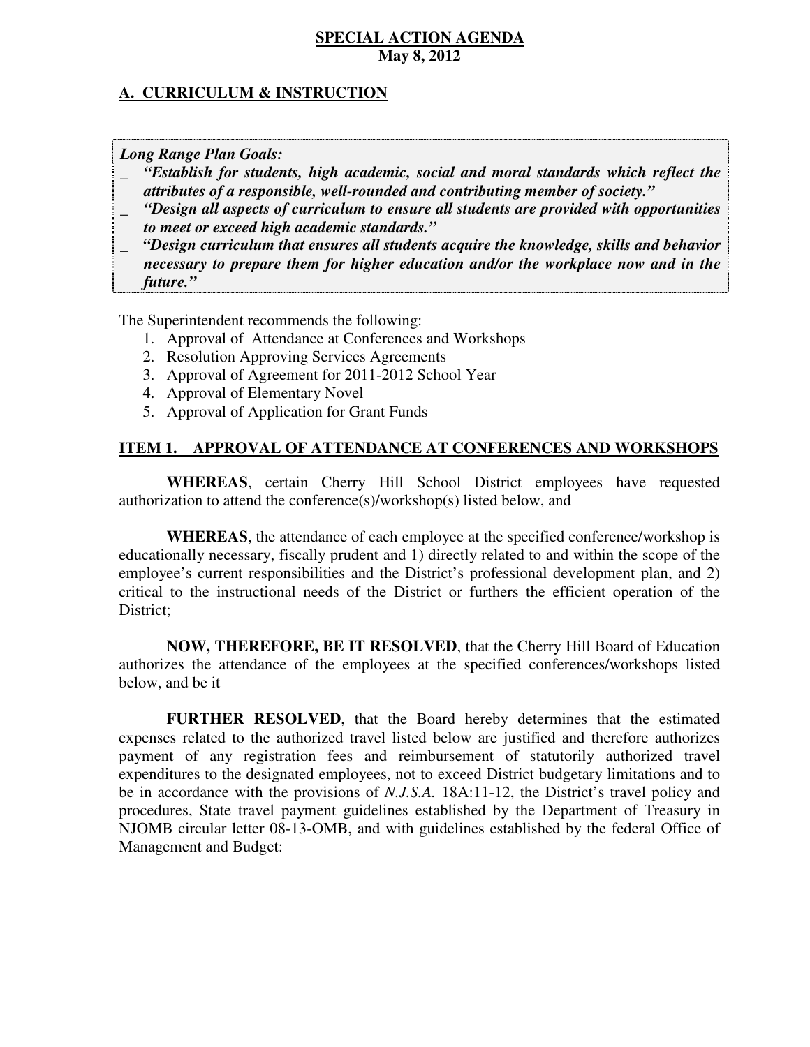**SPECIAL ACTION AGENDA**
**May 8, 2012**

## A. CURRICULUM & INSTRUCTION

***Long Range Plan Goals:***

- ***"Establish for students, high academic, social and moral standards which reflect the attributes of a responsible, well-rounded and contributing member of society."***
- ***"Design all aspects of curriculum to ensure all students are provided with opportunities to meet or exceed high academic standards."***
- ***"Design curriculum that ensures all students acquire the knowledge, skills and behavior necessary to prepare them for higher education and/or the workplace now and in the future."***

The Superintendent recommends the following:

1. Approval of Attendance at Conferences and Workshops
2. Resolution Approving Services Agreements
3. Approval of Agreement for 2011-2012 School Year
4. Approval of Elementary Novel
5. Approval of Application for Grant Funds

### ITEM 1. APPROVAL OF ATTENDANCE AT CONFERENCES AND WORKSHOPS

**WHEREAS**, certain Cherry Hill School District employees have requested authorization to attend the conference(s)/workshop(s) listed below, and

**WHEREAS**, the attendance of each employee at the specified conference/workshop is educationally necessary, fiscally prudent and 1) directly related to and within the scope of the employee's current responsibilities and the District's professional development plan, and 2) critical to the instructional needs of the District or furthers the efficient operation of the District;

**NOW, THEREFORE, BE IT RESOLVED**, that the Cherry Hill Board of Education authorizes the attendance of the employees at the specified conferences/workshops listed below, and be it

**FURTHER RESOLVED**, that the Board hereby determines that the estimated expenses related to the authorized travel listed below are justified and therefore authorizes payment of any registration fees and reimbursement of statutorily authorized travel expenditures to the designated employees, not to exceed District budgetary limitations and to be in accordance with the provisions of *N.J.S.A.* 18A:11-12, the District's travel policy and procedures, State travel payment guidelines established by the Department of Treasury in NJOMB circular letter 08-13-OMB, and with guidelines established by the federal Office of Management and Budget: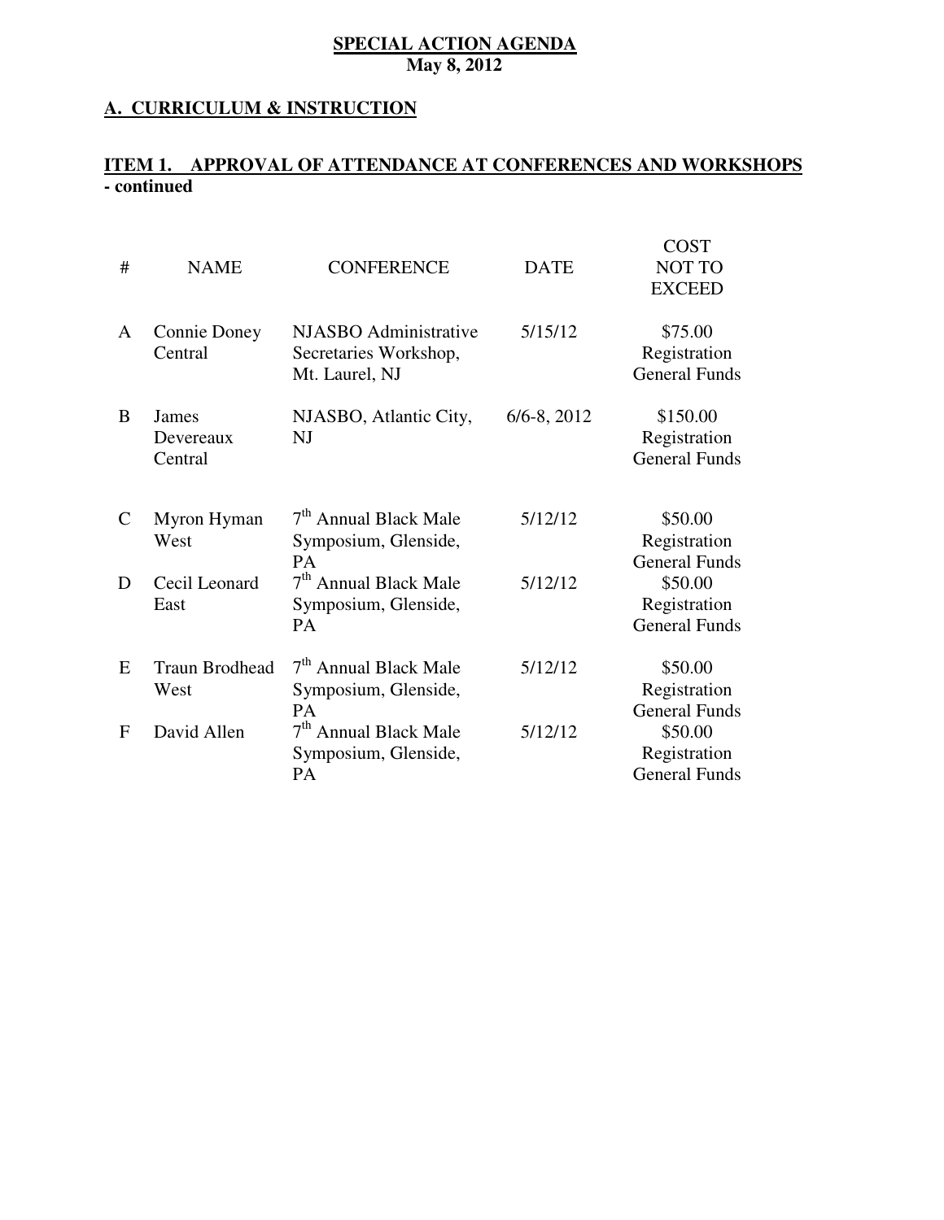**SPECIAL ACTION AGENDA**
**May 8, 2012**

## A. CURRICULUM & INSTRUCTION

### ITEM 1. APPROVAL OF ATTENDANCE AT CONFERENCES AND WORKSHOPS - continued

| # | NAME | CONFERENCE | DATE | COST NOT TO EXCEED |
|---|---|---|---|---|
| A | Connie Doney Central | NJASBO Administrative Secretaries Workshop, Mt. Laurel, NJ | 5/15/12 | $75.00 Registration General Funds |
| B | James Devereaux Central | NJASBO, Atlantic City, NJ | 6/6-8, 2012 | $150.00 Registration General Funds |
| C | Myron Hyman West | 7th Annual Black Male Symposium, Glenside, PA | 5/12/12 | $50.00 Registration General Funds |
| D | Cecil Leonard East | 7th Annual Black Male Symposium, Glenside, PA | 5/12/12 | $50.00 Registration General Funds |
| E | Traun Brodhead West | 7th Annual Black Male Symposium, Glenside, PA | 5/12/12 | $50.00 Registration General Funds |
| F | David Allen | 7th Annual Black Male Symposium, Glenside, PA | 5/12/12 | $50.00 Registration General Funds |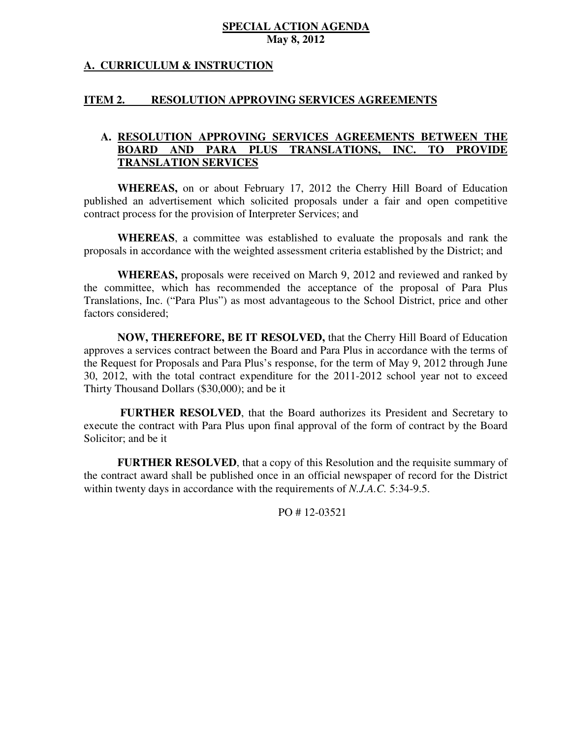**SPECIAL ACTION AGENDA**
**May 8, 2012**

## A. CURRICULUM & INSTRUCTION

### ITEM 2. RESOLUTION APPROVING SERVICES AGREEMENTS

#### A. RESOLUTION APPROVING SERVICES AGREEMENTS BETWEEN THE BOARD AND PARA PLUS TRANSLATIONS, INC. TO PROVIDE TRANSLATION SERVICES

**WHEREAS,** on or about February 17, 2012 the Cherry Hill Board of Education published an advertisement which solicited proposals under a fair and open competitive contract process for the provision of Interpreter Services; and

**WHEREAS**, a committee was established to evaluate the proposals and rank the proposals in accordance with the weighted assessment criteria established by the District; and

**WHEREAS,** proposals were received on March 9, 2012 and reviewed and ranked by the committee, which has recommended the acceptance of the proposal of Para Plus Translations, Inc. ("Para Plus") as most advantageous to the School District, price and other factors considered;

**NOW, THEREFORE, BE IT RESOLVED,** that the Cherry Hill Board of Education approves a services contract between the Board and Para Plus in accordance with the terms of the Request for Proposals and Para Plus's response, for the term of May 9, 2012 through June 30, 2012, with the total contract expenditure for the 2011-2012 school year not to exceed Thirty Thousand Dollars ($30,000); and be it

**FURTHER RESOLVED**, that the Board authorizes its President and Secretary to execute the contract with Para Plus upon final approval of the form of contract by the Board Solicitor; and be it

**FURTHER RESOLVED**, that a copy of this Resolution and the requisite summary of the contract award shall be published once in an official newspaper of record for the District within twenty days in accordance with the requirements of *N.J.A.C.* 5:34-9.5.

PO # 12-03521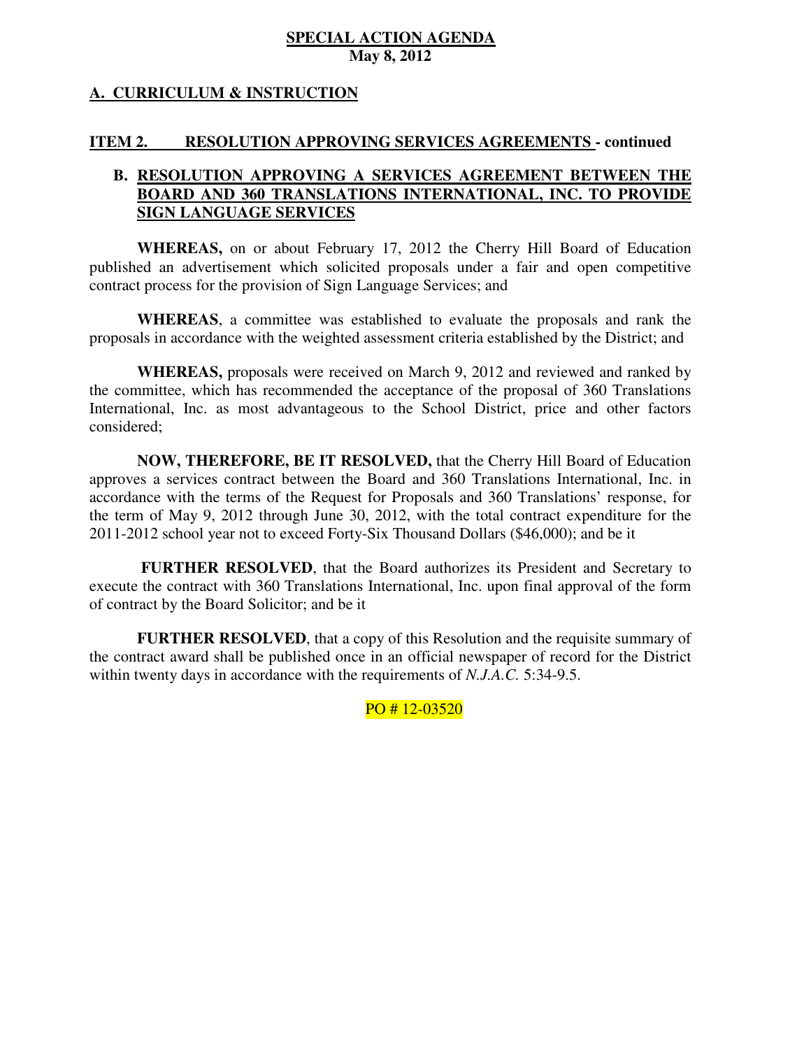**SPECIAL ACTION AGENDA**
**May 8, 2012**

## A. CURRICULUM & INSTRUCTION

### ITEM 2. RESOLUTION APPROVING SERVICES AGREEMENTS - continued

### B. RESOLUTION APPROVING A SERVICES AGREEMENT BETWEEN THE BOARD AND 360 TRANSLATIONS INTERNATIONAL, INC. TO PROVIDE SIGN LANGUAGE SERVICES

**WHEREAS,** on or about February 17, 2012 the Cherry Hill Board of Education published an advertisement which solicited proposals under a fair and open competitive contract process for the provision of Sign Language Services; and

**WHEREAS**, a committee was established to evaluate the proposals and rank the proposals in accordance with the weighted assessment criteria established by the District; and

**WHEREAS,** proposals were received on March 9, 2012 and reviewed and ranked by the committee, which has recommended the acceptance of the proposal of 360 Translations International, Inc. as most advantageous to the School District, price and other factors considered;

**NOW, THEREFORE, BE IT RESOLVED,** that the Cherry Hill Board of Education approves a services contract between the Board and 360 Translations International, Inc. in accordance with the terms of the Request for Proposals and 360 Translations' response, for the term of May 9, 2012 through June 30, 2012, with the total contract expenditure for the 2011-2012 school year not to exceed Forty-Six Thousand Dollars ($46,000); and be it

**FURTHER RESOLVED**, that the Board authorizes its President and Secretary to execute the contract with 360 Translations International, Inc. upon final approval of the form of contract by the Board Solicitor; and be it

**FURTHER RESOLVED**, that a copy of this Resolution and the requisite summary of the contract award shall be published once in an official newspaper of record for the District within twenty days in accordance with the requirements of *N.J.A.C.* 5:34-9.5.

PO # 12-03520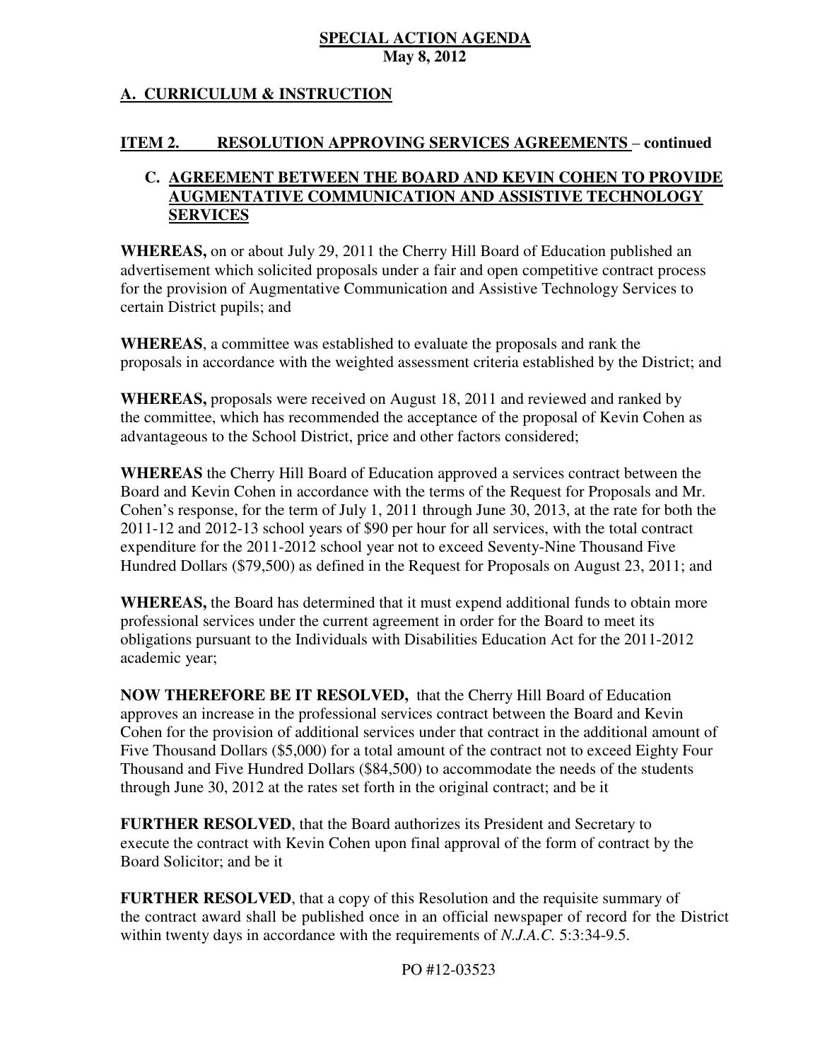**SPECIAL ACTION AGENDA**
**May 8, 2012**

## A. CURRICULUM & INSTRUCTION

### ITEM 2. RESOLUTION APPROVING SERVICES AGREEMENTS – continued

### C. AGREEMENT BETWEEN THE BOARD AND KEVIN COHEN TO PROVIDE AUGMENTATIVE COMMUNICATION AND ASSISTIVE TECHNOLOGY SERVICES

**WHEREAS,** on or about July 29, 2011 the Cherry Hill Board of Education published an advertisement which solicited proposals under a fair and open competitive contract process for the provision of Augmentative Communication and Assistive Technology Services to certain District pupils; and

**WHEREAS**, a committee was established to evaluate the proposals and rank the proposals in accordance with the weighted assessment criteria established by the District; and

**WHEREAS,** proposals were received on August 18, 2011 and reviewed and ranked by the committee, which has recommended the acceptance of the proposal of Kevin Cohen as advantageous to the School District, price and other factors considered;

**WHEREAS** the Cherry Hill Board of Education approved a services contract between the Board and Kevin Cohen in accordance with the terms of the Request for Proposals and Mr. Cohen's response, for the term of July 1, 2011 through June 30, 2013, at the rate for both the 2011-12 and 2012-13 school years of $90 per hour for all services, with the total contract expenditure for the 2011-2012 school year not to exceed Seventy-Nine Thousand Five Hundred Dollars ($79,500) as defined in the Request for Proposals on August 23, 2011; and

**WHEREAS,** the Board has determined that it must expend additional funds to obtain more professional services under the current agreement in order for the Board to meet its obligations pursuant to the Individuals with Disabilities Education Act for the 2011-2012 academic year;

**NOW THEREFORE BE IT RESOLVED,** that the Cherry Hill Board of Education approves an increase in the professional services contract between the Board and Kevin Cohen for the provision of additional services under that contract in the additional amount of Five Thousand Dollars ($5,000) for a total amount of the contract not to exceed Eighty Four Thousand and Five Hundred Dollars ($84,500) to accommodate the needs of the students through June 30, 2012 at the rates set forth in the original contract; and be it

**FURTHER RESOLVED**, that the Board authorizes its President and Secretary to execute the contract with Kevin Cohen upon final approval of the form of contract by the Board Solicitor; and be it

**FURTHER RESOLVED**, that a copy of this Resolution and the requisite summary of the contract award shall be published once in an official newspaper of record for the District within twenty days in accordance with the requirements of *N.J.A.C.* 5:3:34-9.5.

PO #12-03523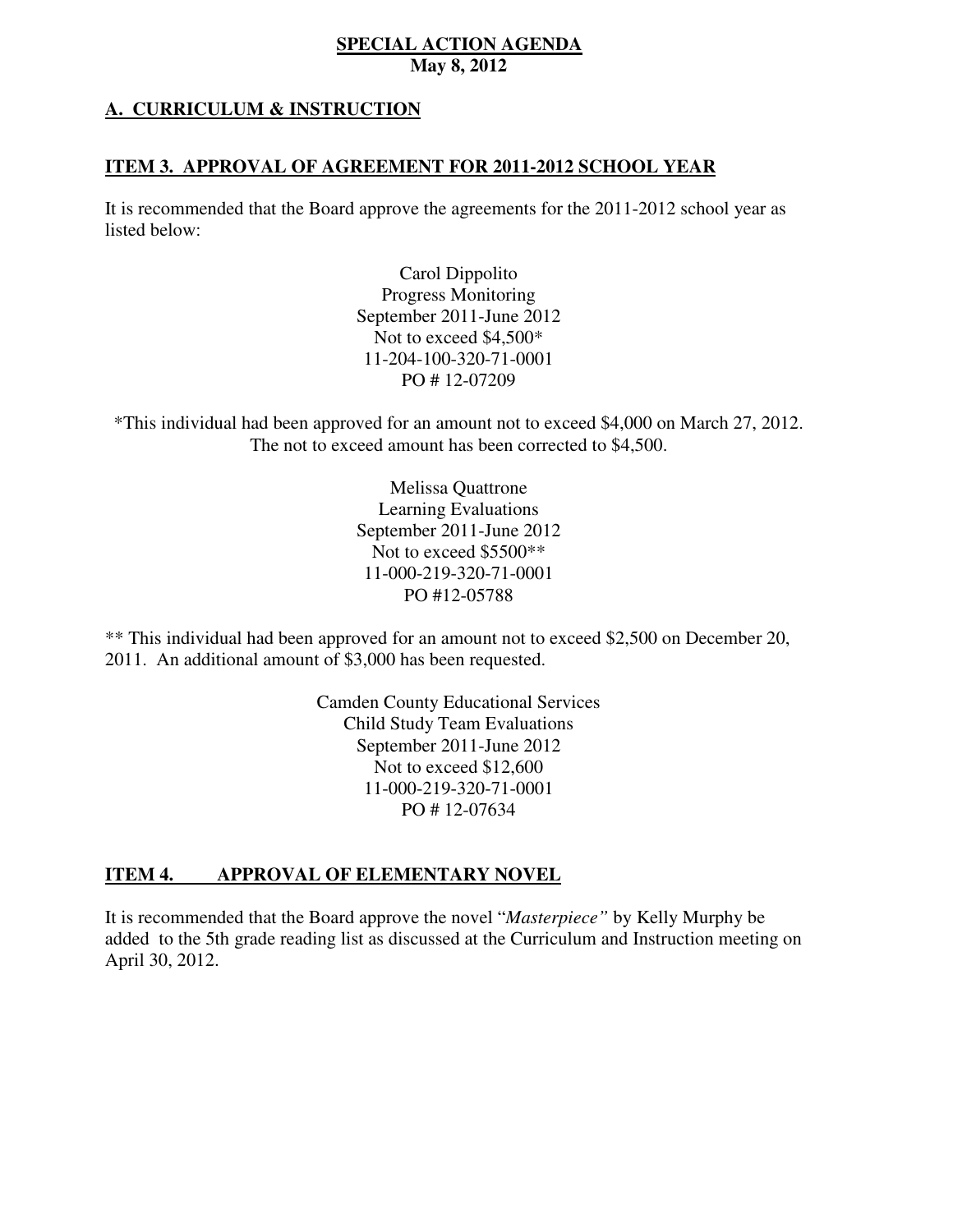# SPECIAL ACTION AGENDA
**May 8, 2012**

## A. CURRICULUM & INSTRUCTION

### ITEM 3. APPROVAL OF AGREEMENT FOR 2011-2012 SCHOOL YEAR

It is recommended that the Board approve the agreements for the 2011-2012 school year as listed below:

Carol Dippolito
Progress Monitoring
September 2011-June 2012
Not to exceed $4,500*
11-204-100-320-71-0001
PO # 12-07209

*This individual had been approved for an amount not to exceed $4,000 on March 27, 2012. The not to exceed amount has been corrected to $4,500.

Melissa Quattrone
Learning Evaluations
September 2011-June 2012
Not to exceed $5500**
11-000-219-320-71-0001
PO #12-05788

** This individual had been approved for an amount not to exceed $2,500 on December 20, 2011. An additional amount of $3,000 has been requested.

Camden County Educational Services
Child Study Team Evaluations
September 2011-June 2012
Not to exceed $12,600
11-000-219-320-71-0001
PO # 12-07634

### ITEM 4. APPROVAL OF ELEMENTARY NOVEL

It is recommended that the Board approve the novel "*Masterpiece*" by Kelly Murphy be added to the 5th grade reading list as discussed at the Curriculum and Instruction meeting on April 30, 2012.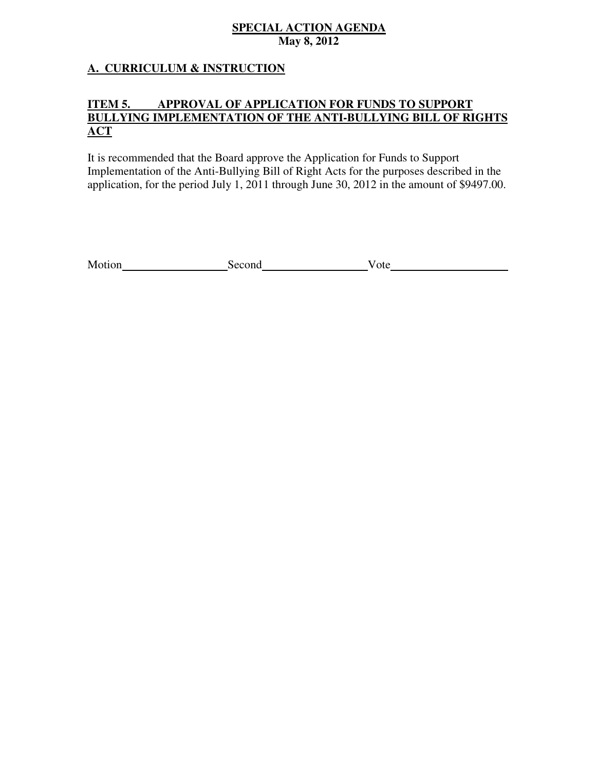**SPECIAL ACTION AGENDA**
**May 8, 2012**

## A. CURRICULUM & INSTRUCTION

### ITEM 5. APPROVAL OF APPLICATION FOR FUNDS TO SUPPORT BULLYING IMPLEMENTATION OF THE ANTI-BULLYING BILL OF RIGHTS ACT

It is recommended that the Board approve the Application for Funds to Support Implementation of the Anti-Bullying Bill of Right Acts for the purposes described in the application, for the period July 1, 2011 through June 30, 2012 in the amount of $9497.00.

Motion\_\_\_\_\_\_\_\_\_\_\_\_\_\_\_\_\_\_ Second\_\_\_\_\_\_\_\_\_\_\_\_\_\_\_\_\_\_ Vote\_\_\_\_\_\_\_\_\_\_\_\_\_\_\_\_\_\_\_\_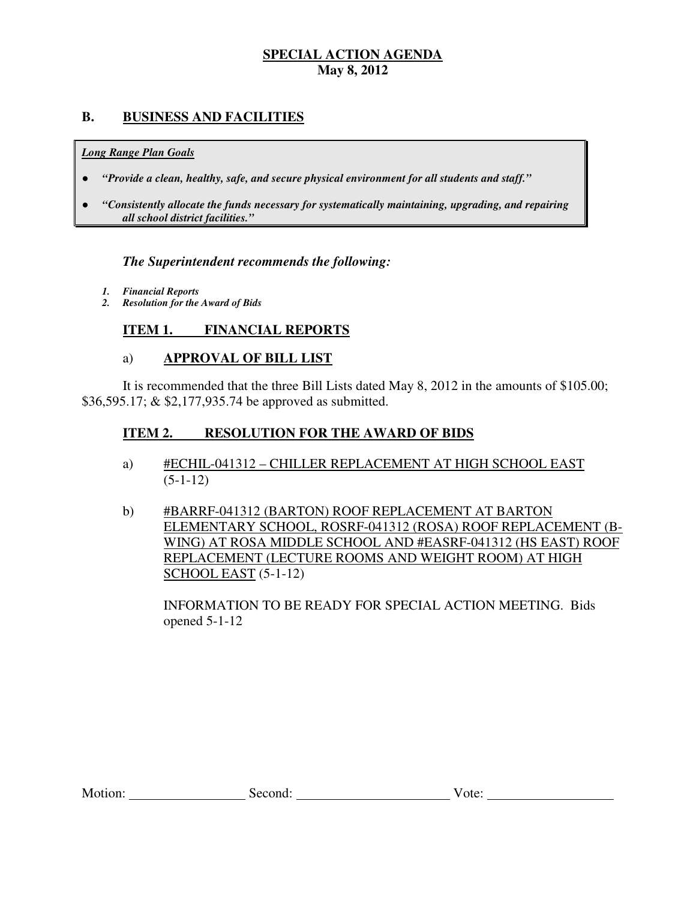**SPECIAL ACTION AGENDA**
**May 8, 2012**

## B. BUSINESS AND FACILITIES

> ***Long Range Plan Goals***
>
> - ***"Provide a clean, healthy, safe, and secure physical environment for all students and staff."***
> - ***"Consistently allocate the funds necessary for systematically maintaining, upgrading, and repairing all school district facilities."***

***The Superintendent recommends the following:***

1. ***Financial Reports***
2. ***Resolution for the Award of Bids***

### ITEM 1. FINANCIAL REPORTS

a) **APPROVAL OF BILL LIST**

It is recommended that the three Bill Lists dated May 8, 2012 in the amounts of $105.00; $36,595.17; & $2,177,935.74 be approved as submitted.

### ITEM 2. RESOLUTION FOR THE AWARD OF BIDS

a) #ECHIL-041312 – CHILLER REPLACEMENT AT HIGH SCHOOL EAST (5-1-12)

b) #BARRF-041312 (BARTON) ROOF REPLACEMENT AT BARTON ELEMENTARY SCHOOL, ROSRF-041312 (ROSA) ROOF REPLACEMENT (B-WING) AT ROSA MIDDLE SCHOOL AND #EASRF-041312 (HS EAST) ROOF REPLACEMENT (LECTURE ROOMS AND WEIGHT ROOM) AT HIGH SCHOOL EAST (5-1-12)

INFORMATION TO BE READY FOR SPECIAL ACTION MEETING. Bids opened 5-1-12

Motion: __________________ Second: ________________________ Vote: ____________________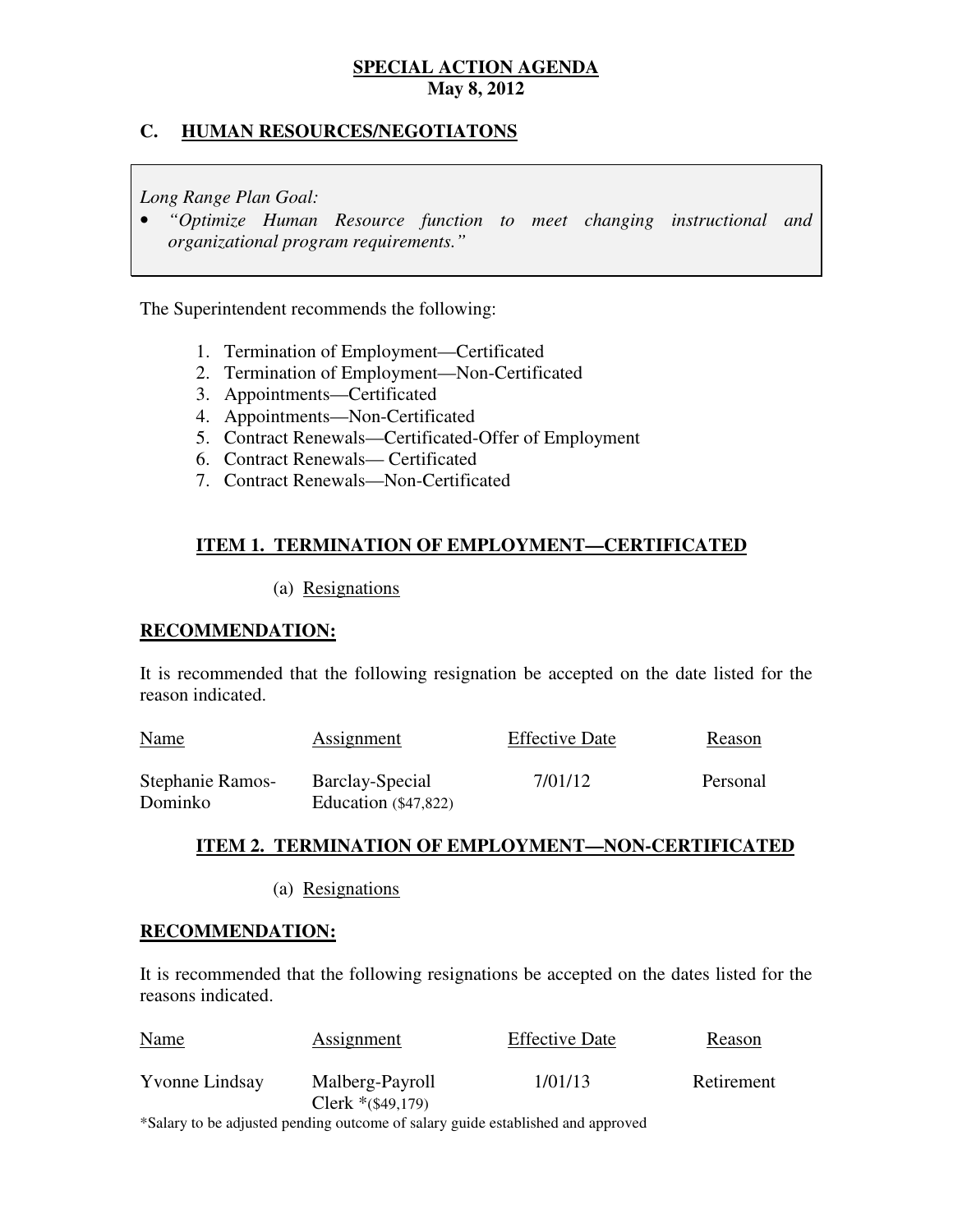**SPECIAL ACTION AGENDA**
**May 8, 2012**

## C. HUMAN RESOURCES/NEGOTIATONS

*Long Range Plan Goal:*

- *"Optimize Human Resource function to meet changing instructional and organizational program requirements."*

The Superintendent recommends the following:

1. Termination of Employment—Certificated
2. Termination of Employment—Non-Certificated
3. Appointments—Certificated
4. Appointments—Non-Certificated
5. Contract Renewals—Certificated-Offer of Employment
6. Contract Renewals— Certificated
7. Contract Renewals—Non-Certificated

### ITEM 1. TERMINATION OF EMPLOYMENT—CERTIFICATED

(a) Resignations

**RECOMMENDATION:**

It is recommended that the following resignation be accepted on the date listed for the reason indicated.

| Name | Assignment | Effective Date | Reason |
|---|---|---|---|
| Stephanie Ramos-Dominko | Barclay-Special Education ($47,822) | 7/01/12 | Personal |

### ITEM 2. TERMINATION OF EMPLOYMENT—NON-CERTIFICATED

(a) Resignations

**RECOMMENDATION:**

It is recommended that the following resignations be accepted on the dates listed for the reasons indicated.

| Name | Assignment | Effective Date | Reason |
|---|---|---|---|
| Yvonne Lindsay | Malberg-Payroll Clerk *($49,179) | 1/01/13 | Retirement |

*Salary to be adjusted pending outcome of salary guide established and approved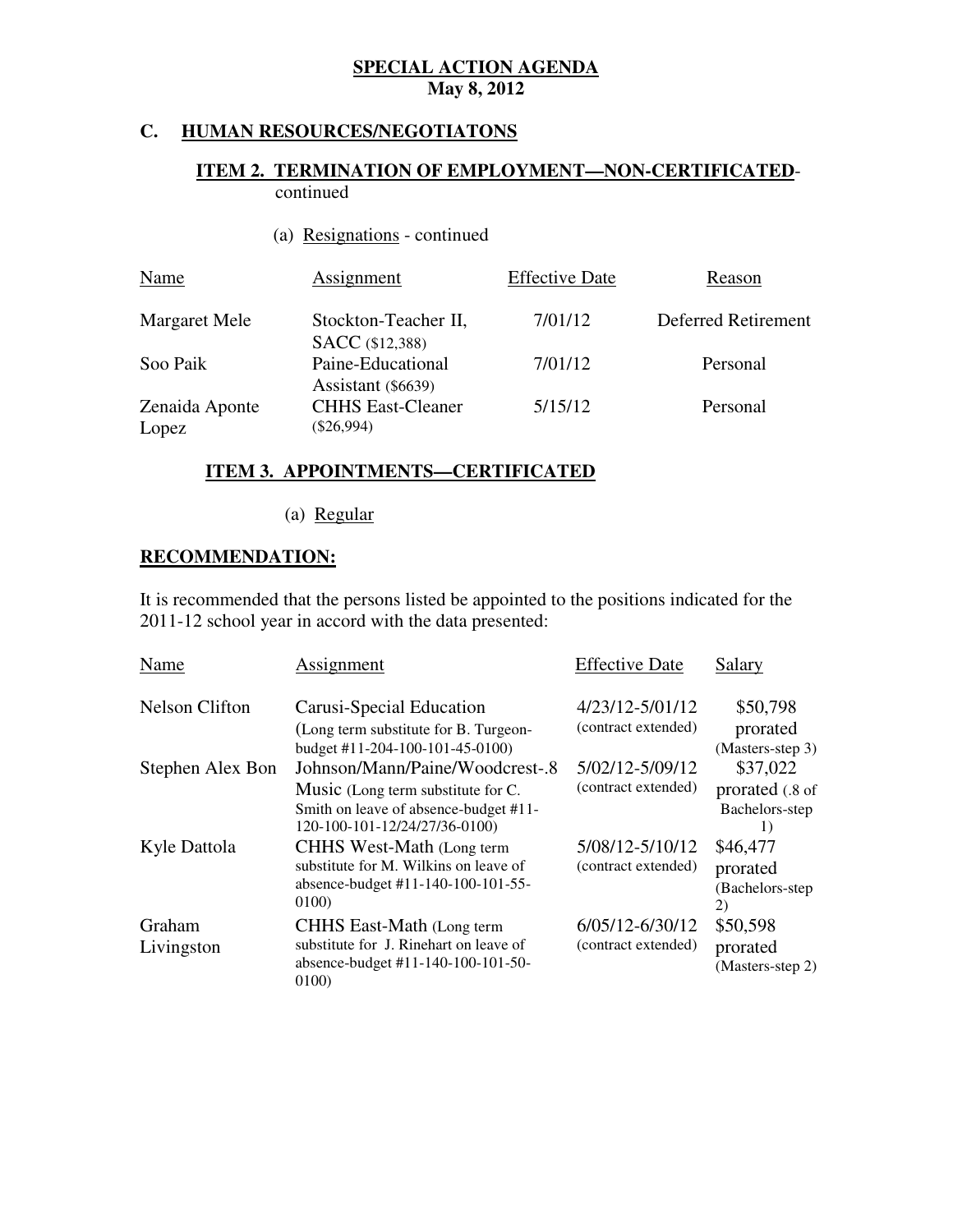**SPECIAL ACTION AGENDA**
**May 8, 2012**

## C. HUMAN RESOURCES/NEGOTIATONS

### ITEM 2. TERMINATION OF EMPLOYMENT—NON-CERTIFICATED-continued

(a) Resignations - continued

| Name | Assignment | Effective Date | Reason |
|---|---|---|---|
| Margaret Mele | Stockton-Teacher II, SACC ($12,388) | 7/01/12 | Deferred Retirement |
| Soo Paik | Paine-Educational Assistant ($6639) | 7/01/12 | Personal |
| Zenaida Aponte Lopez | CHHS East-Cleaner ($26,994) | 5/15/12 | Personal |

### ITEM 3. APPOINTMENTS—CERTIFICATED

(a) Regular

**RECOMMENDATION:**

It is recommended that the persons listed be appointed to the positions indicated for the 2011-12 school year in accord with the data presented:

| Name | Assignment | Effective Date | Salary |
|---|---|---|---|
| Nelson Clifton | Carusi-Special Education (Long term substitute for B. Turgeon-budget #11-204-100-101-45-0100) | 4/23/12-5/01/12 (contract extended) | $50,798 prorated (Masters-step 3) |
| Stephen Alex Bon | Johnson/Mann/Paine/Woodcrest-.8 Music (Long term substitute for C. Smith on leave of absence-budget #11-120-100-101-12/24/27/36-0100) | 5/02/12-5/09/12 (contract extended) | $37,022 prorated (.8 of Bachelors-step 1) |
| Kyle Dattola | CHHS West-Math (Long term substitute for M. Wilkins on leave of absence-budget #11-140-100-101-55-0100) | 5/08/12-5/10/12 (contract extended) | $46,477 prorated (Bachelors-step 2) |
| Graham Livingston | CHHS East-Math (Long term substitute for J. Rinehart on leave of absence-budget #11-140-100-101-50-0100) | 6/05/12-6/30/12 (contract extended) | $50,598 prorated (Masters-step 2) |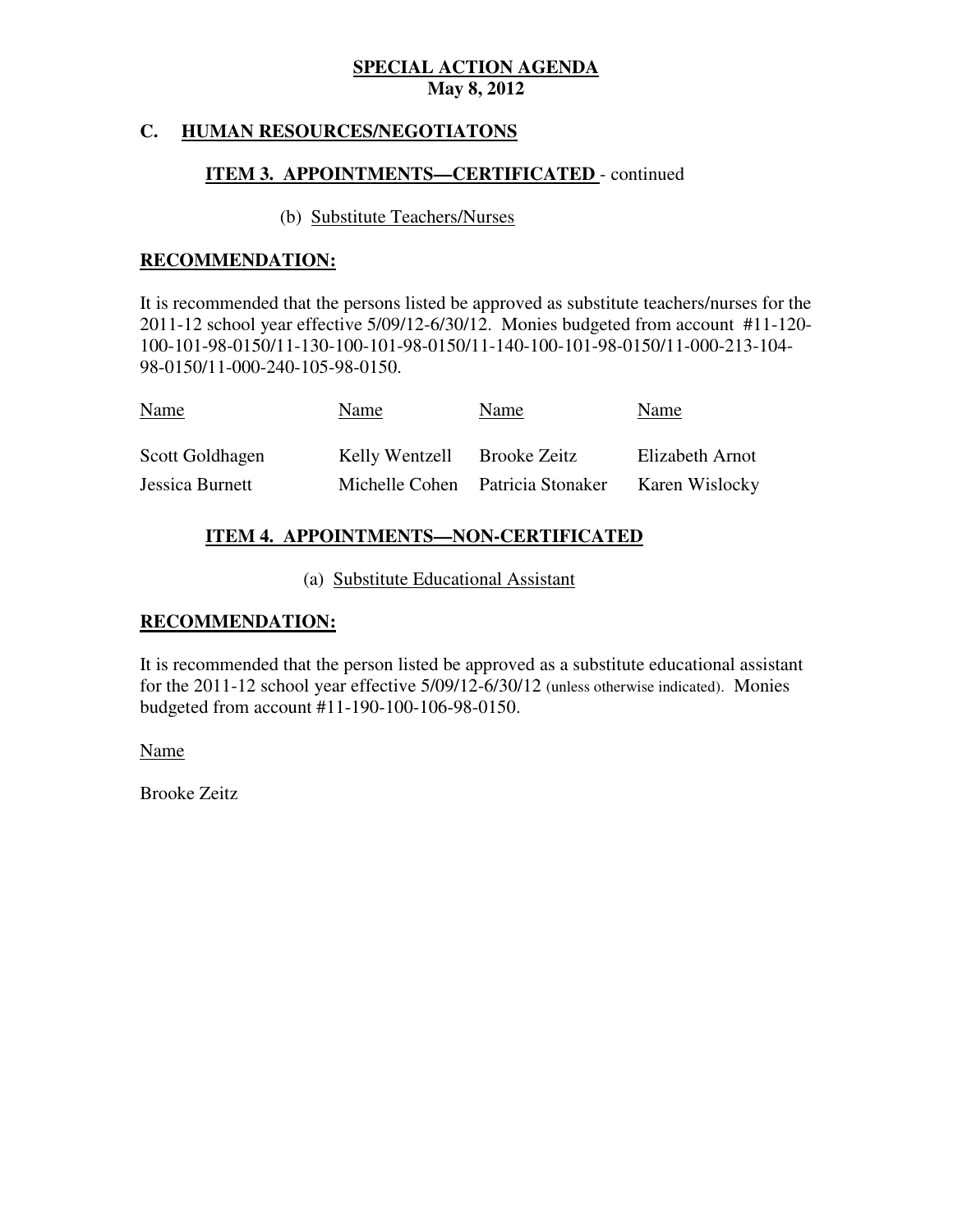**SPECIAL ACTION AGENDA**
**May 8, 2012**

## C. HUMAN RESOURCES/NEGOTIATONS

### ITEM 3. APPOINTMENTS—CERTIFICATED - continued

(b) Substitute Teachers/Nurses

**RECOMMENDATION:**

It is recommended that the persons listed be approved as substitute teachers/nurses for the 2011-12 school year effective 5/09/12-6/30/12. Monies budgeted from account #11-120-100-101-98-0150/11-130-100-101-98-0150/11-140-100-101-98-0150/11-000-213-104-98-0150/11-000-240-105-98-0150.

| Name | Name | Name | Name |
| --- | --- | --- | --- |
| Scott Goldhagen | Kelly Wentzell | Brooke Zeitz | Elizabeth Arnot |
| Jessica Burnett | Michelle Cohen | Patricia Stonaker | Karen Wislocky |

### ITEM 4. APPOINTMENTS—NON-CERTIFICATED

(a) Substitute Educational Assistant

**RECOMMENDATION:**

It is recommended that the person listed be approved as a substitute educational assistant for the 2011-12 school year effective 5/09/12-6/30/12 (unless otherwise indicated). Monies budgeted from account #11-190-100-106-98-0150.

| Name |
| --- |
| Brooke Zeitz |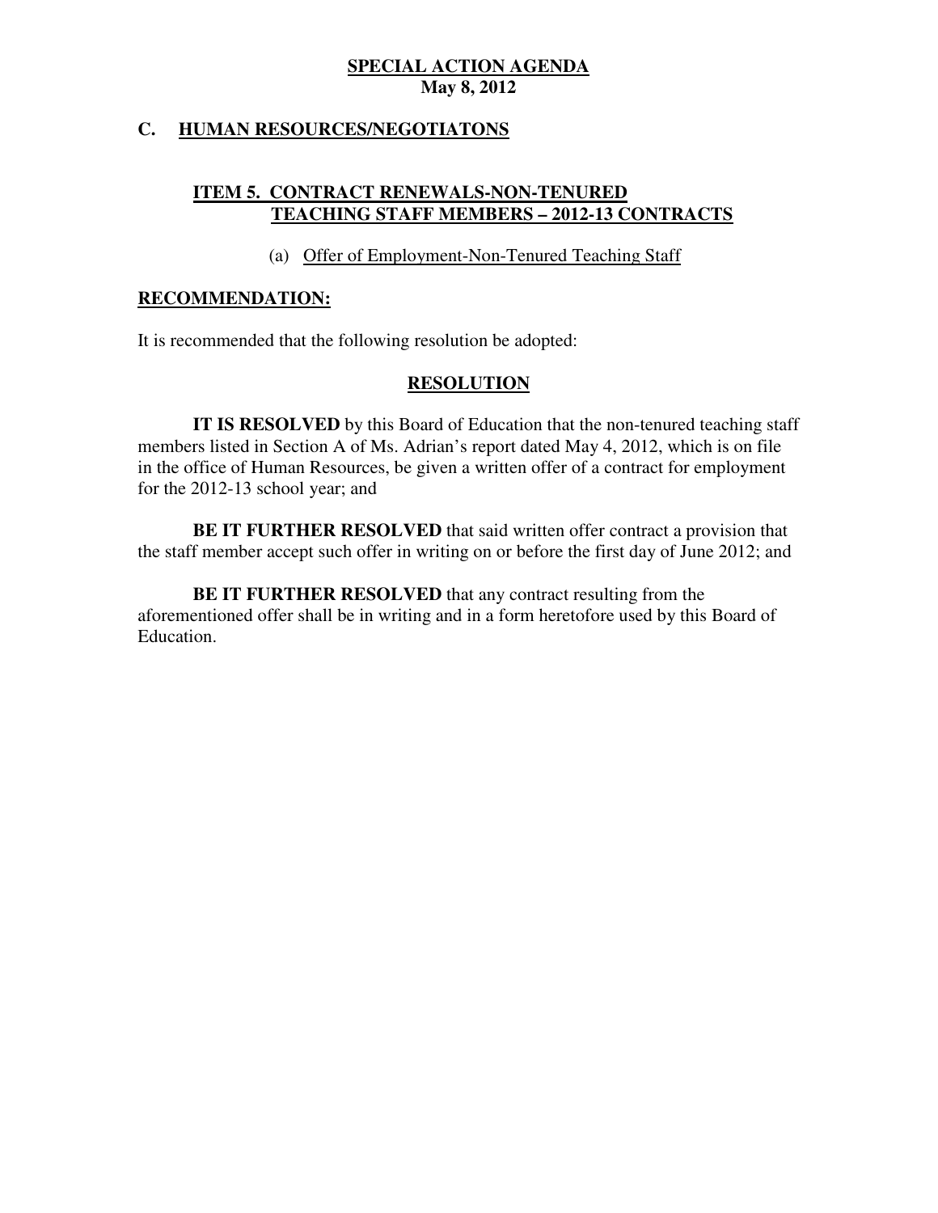**SPECIAL ACTION AGENDA**
**May 8, 2012**

## C. HUMAN RESOURCES/NEGOTIATONS

### ITEM 5. CONTRACT RENEWALS-NON-TENURED TEACHING STAFF MEMBERS – 2012-13 CONTRACTS

(a) Offer of Employment-Non-Tenured Teaching Staff

**RECOMMENDATION:**

It is recommended that the following resolution be adopted:

**RESOLUTION**

**IT IS RESOLVED** by this Board of Education that the non-tenured teaching staff members listed in Section A of Ms. Adrian's report dated May 4, 2012, which is on file in the office of Human Resources, be given a written offer of a contract for employment for the 2012-13 school year; and

**BE IT FURTHER RESOLVED** that said written offer contract a provision that the staff member accept such offer in writing on or before the first day of June 2012; and

**BE IT FURTHER RESOLVED** that any contract resulting from the aforementioned offer shall be in writing and in a form heretofore used by this Board of Education.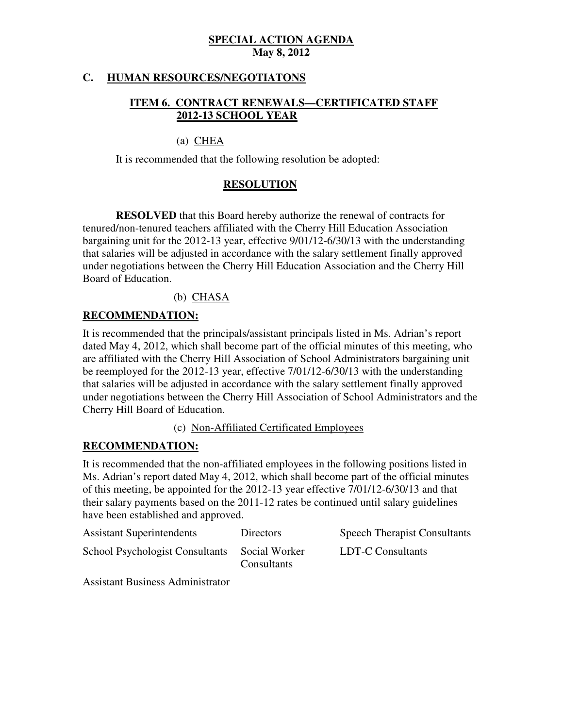**SPECIAL ACTION AGENDA**
**May 8, 2012**

## C. HUMAN RESOURCES/NEGOTIATONS

### ITEM 6. CONTRACT RENEWALS—CERTIFICATED STAFF 2012-13 SCHOOL YEAR

(a) CHEA

It is recommended that the following resolution be adopted:

**RESOLUTION**

**RESOLVED** that this Board hereby authorize the renewal of contracts for tenured/non-tenured teachers affiliated with the Cherry Hill Education Association bargaining unit for the 2012-13 year, effective 9/01/12-6/30/13 with the understanding that salaries will be adjusted in accordance with the salary settlement finally approved under negotiations between the Cherry Hill Education Association and the Cherry Hill Board of Education.

(b) CHASA

**RECOMMENDATION:**

It is recommended that the principals/assistant principals listed in Ms. Adrian's report dated May 4, 2012, which shall become part of the official minutes of this meeting, who are affiliated with the Cherry Hill Association of School Administrators bargaining unit be reemployed for the 2012-13 year, effective 7/01/12-6/30/13 with the understanding that salaries will be adjusted in accordance with the salary settlement finally approved under negotiations between the Cherry Hill Association of School Administrators and the Cherry Hill Board of Education.

(c) Non-Affiliated Certificated Employees

**RECOMMENDATION:**

It is recommended that the non-affiliated employees in the following positions listed in Ms. Adrian's report dated May 4, 2012, which shall become part of the official minutes of this meeting, be appointed for the 2012-13 year effective 7/01/12-6/30/13 and that their salary payments based on the 2011-12 rates be continued until salary guidelines have been established and approved.

| | | |
|---|---|---|
| Assistant Superintendents | Directors | Speech Therapist Consultants |
| School Psychologist Consultants | Social Worker Consultants | LDT-C Consultants |
| Assistant Business Administrator | | |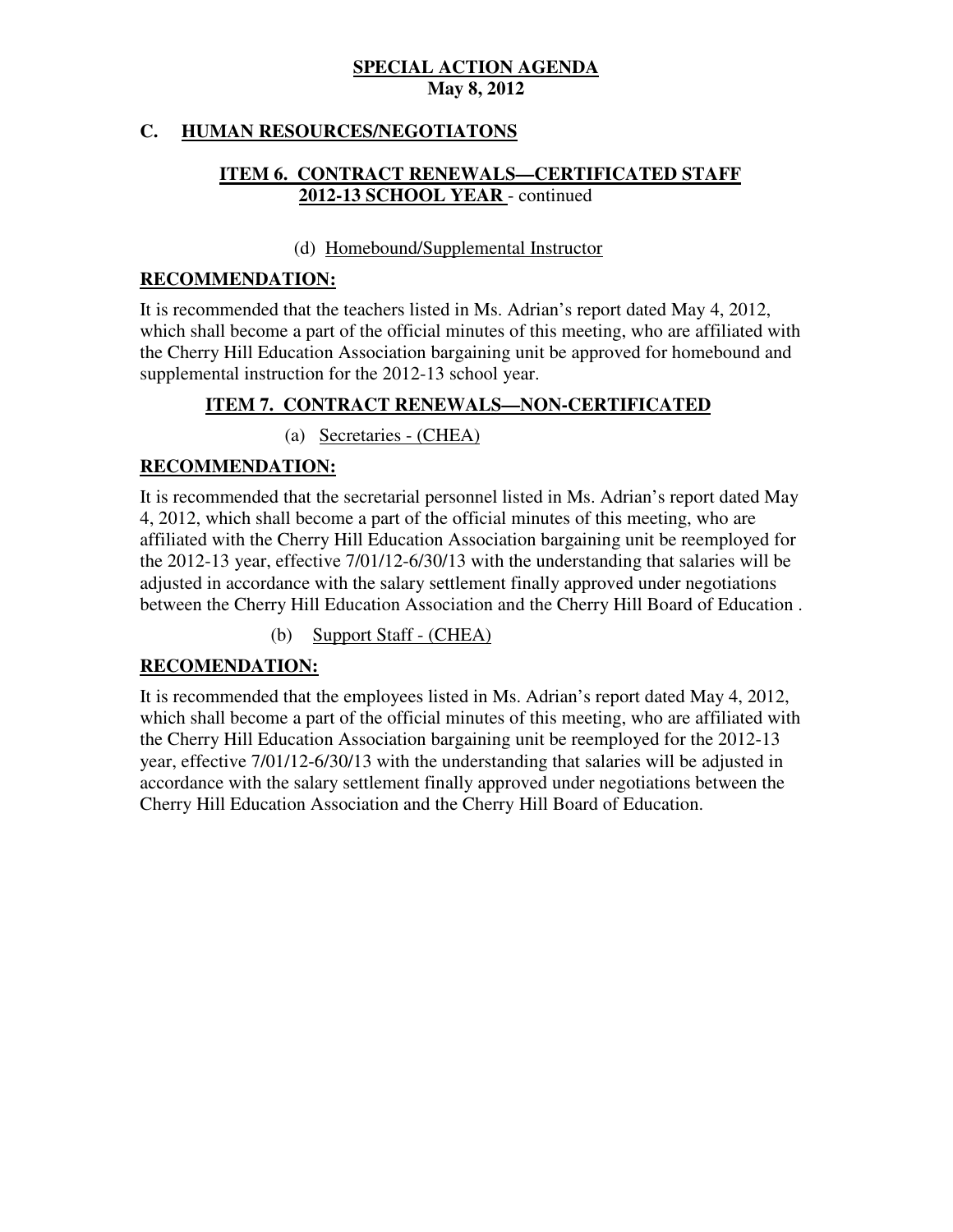**SPECIAL ACTION AGENDA**
**May 8, 2012**

## C. HUMAN RESOURCES/NEGOTIATONS

### ITEM 6. CONTRACT RENEWALS—CERTIFICATED STAFF 2012-13 SCHOOL YEAR - continued

(d) Homebound/Supplemental Instructor

**RECOMMENDATION:**

It is recommended that the teachers listed in Ms. Adrian's report dated May 4, 2012, which shall become a part of the official minutes of this meeting, who are affiliated with the Cherry Hill Education Association bargaining unit be approved for homebound and supplemental instruction for the 2012-13 school year.

### ITEM 7. CONTRACT RENEWALS—NON-CERTIFICATED

(a) Secretaries - (CHEA)

**RECOMMENDATION:**

It is recommended that the secretarial personnel listed in Ms. Adrian's report dated May 4, 2012, which shall become a part of the official minutes of this meeting, who are affiliated with the Cherry Hill Education Association bargaining unit be reemployed for the 2012-13 year, effective 7/01/12-6/30/13 with the understanding that salaries will be adjusted in accordance with the salary settlement finally approved under negotiations between the Cherry Hill Education Association and the Cherry Hill Board of Education .

(b) Support Staff - (CHEA)

**RECOMENDATION:**

It is recommended that the employees listed in Ms. Adrian's report dated May 4, 2012, which shall become a part of the official minutes of this meeting, who are affiliated with the Cherry Hill Education Association bargaining unit be reemployed for the 2012-13 year, effective 7/01/12-6/30/13 with the understanding that salaries will be adjusted in accordance with the salary settlement finally approved under negotiations between the Cherry Hill Education Association and the Cherry Hill Board of Education.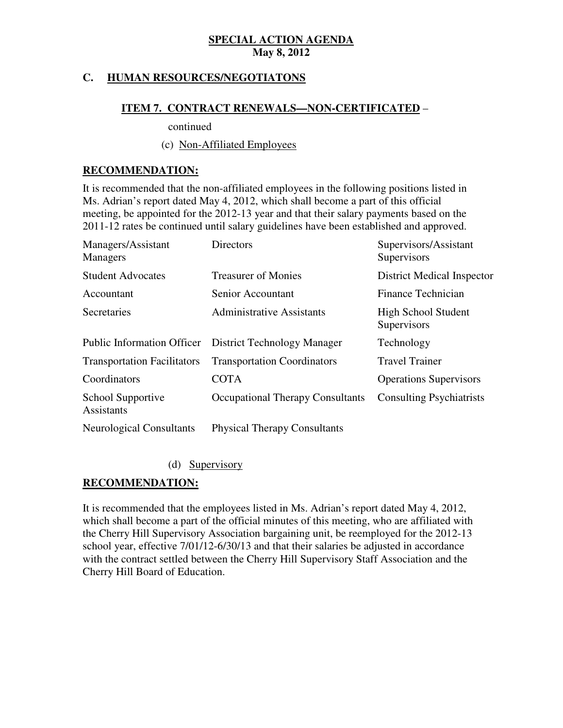**SPECIAL ACTION AGENDA**
**May 8, 2012**

## C. HUMAN RESOURCES/NEGOTIATONS

### ITEM 7. CONTRACT RENEWALS—NON-CERTIFICATED –

continued

(c) Non-Affiliated Employees

**RECOMMENDATION:**

It is recommended that the non-affiliated employees in the following positions listed in Ms. Adrian's report dated May 4, 2012, which shall become a part of this official meeting, be appointed for the 2012-13 year and that their salary payments based on the 2011-12 rates be continued until salary guidelines have been established and approved.

| | | |
|---|---|---|
| Managers/Assistant Managers | Directors | Supervisors/Assistant Supervisors |
| Student Advocates | Treasurer of Monies | District Medical Inspector |
| Accountant | Senior Accountant | Finance Technician |
| Secretaries | Administrative Assistants | High School Student Supervisors |
| Public Information Officer | District Technology Manager | Technology |
| Transportation Facilitators | Transportation Coordinators | Travel Trainer |
| Coordinators | COTA | Operations Supervisors |
| School Supportive Assistants | Occupational Therapy Consultants | Consulting Psychiatrists |
| Neurological Consultants | Physical Therapy Consultants | |

(d) Supervisory

**RECOMMENDATION:**

It is recommended that the employees listed in Ms. Adrian's report dated May 4, 2012, which shall become a part of the official minutes of this meeting, who are affiliated with the Cherry Hill Supervisory Association bargaining unit, be reemployed for the 2012-13 school year, effective 7/01/12-6/30/13 and that their salaries be adjusted in accordance with the contract settled between the Cherry Hill Supervisory Staff Association and the Cherry Hill Board of Education.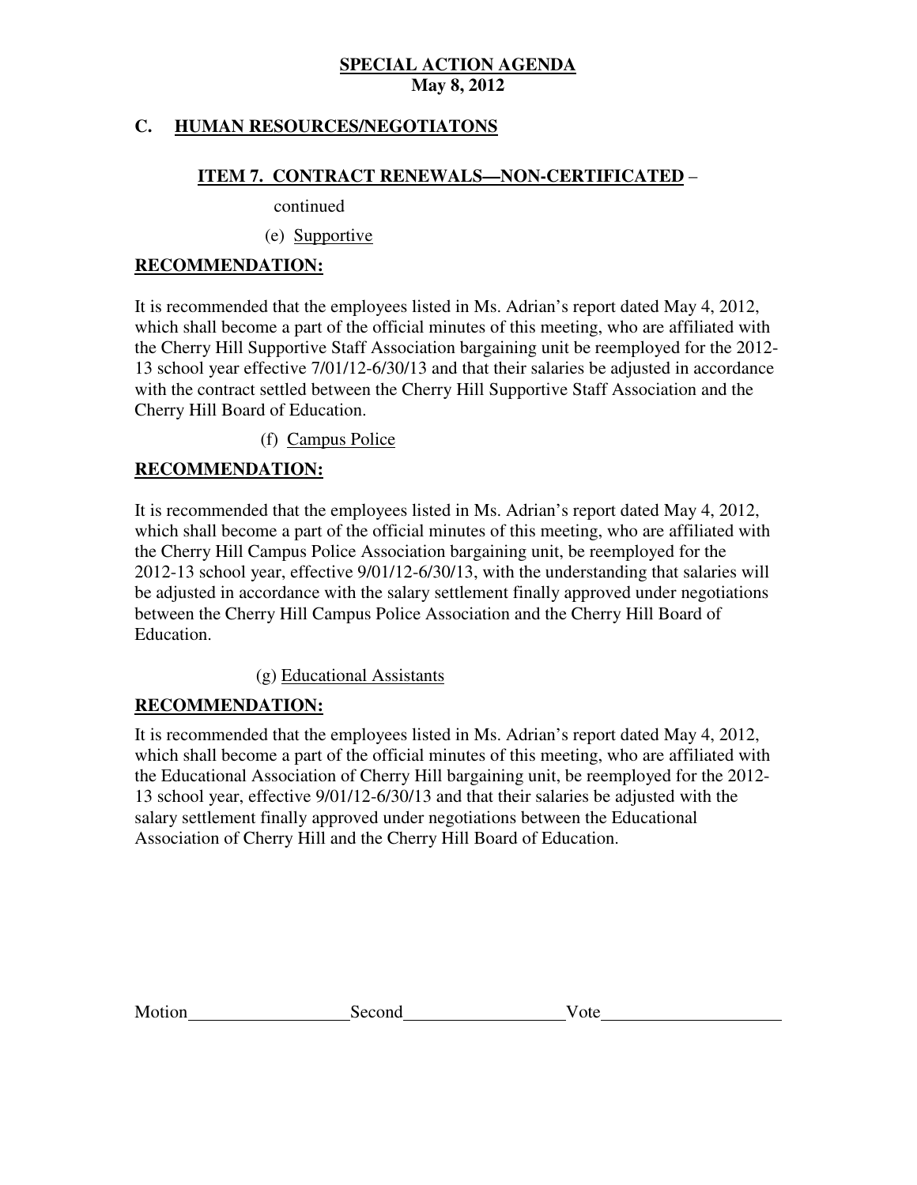**SPECIAL ACTION AGENDA**
**May 8, 2012**

## C. HUMAN RESOURCES/NEGOTIATONS

### ITEM 7. CONTRACT RENEWALS—NON-CERTIFICATED –

continued

(e) Supportive

**RECOMMENDATION:**

It is recommended that the employees listed in Ms. Adrian's report dated May 4, 2012, which shall become a part of the official minutes of this meeting, who are affiliated with the Cherry Hill Supportive Staff Association bargaining unit be reemployed for the 2012-13 school year effective 7/01/12-6/30/13 and that their salaries be adjusted in accordance with the contract settled between the Cherry Hill Supportive Staff Association and the Cherry Hill Board of Education.

(f) Campus Police

**RECOMMENDATION:**

It is recommended that the employees listed in Ms. Adrian's report dated May 4, 2012, which shall become a part of the official minutes of this meeting, who are affiliated with the Cherry Hill Campus Police Association bargaining unit, be reemployed for the 2012-13 school year, effective 9/01/12-6/30/13, with the understanding that salaries will be adjusted in accordance with the salary settlement finally approved under negotiations between the Cherry Hill Campus Police Association and the Cherry Hill Board of Education.

(g) Educational Assistants

**RECOMMENDATION:**

It is recommended that the employees listed in Ms. Adrian's report dated May 4, 2012, which shall become a part of the official minutes of this meeting, who are affiliated with the Educational Association of Cherry Hill bargaining unit, be reemployed for the 2012-13 school year, effective 9/01/12-6/30/13 and that their salaries be adjusted with the salary settlement finally approved under negotiations between the Educational Association of Cherry Hill and the Cherry Hill Board of Education.

Motion__________________Second__________________Vote____________________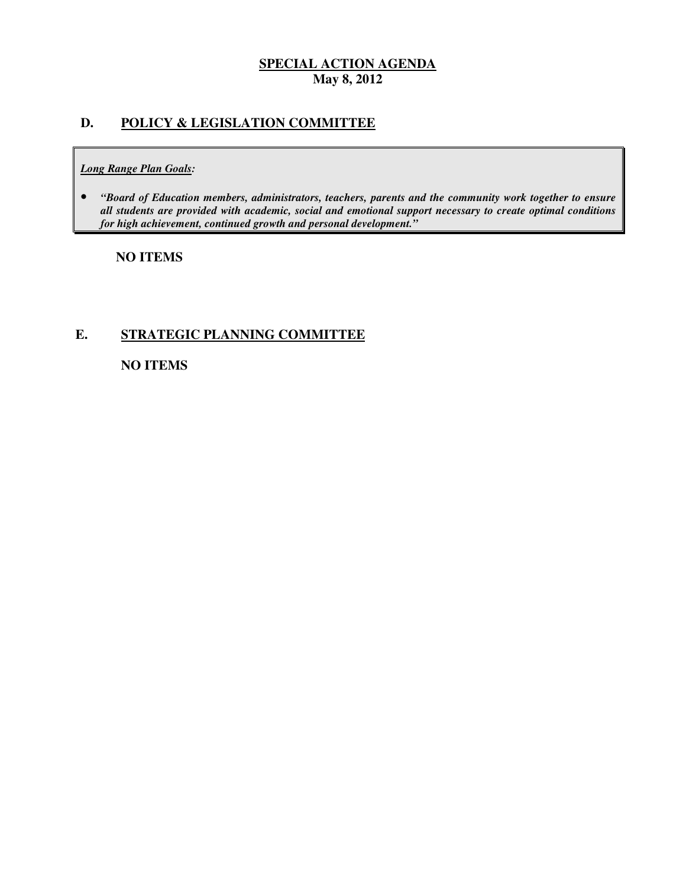**SPECIAL ACTION AGENDA**
**May 8, 2012**

## D. POLICY & LEGISLATION COMMITTEE

***Long Range Plan Goals:***

- ***"Board of Education members, administrators, teachers, parents and the community work together to ensure all students are provided with academic, social and emotional support necessary to create optimal conditions for high achievement, continued growth and personal development."***

**NO ITEMS**

## E. STRATEGIC PLANNING COMMITTEE

**NO ITEMS**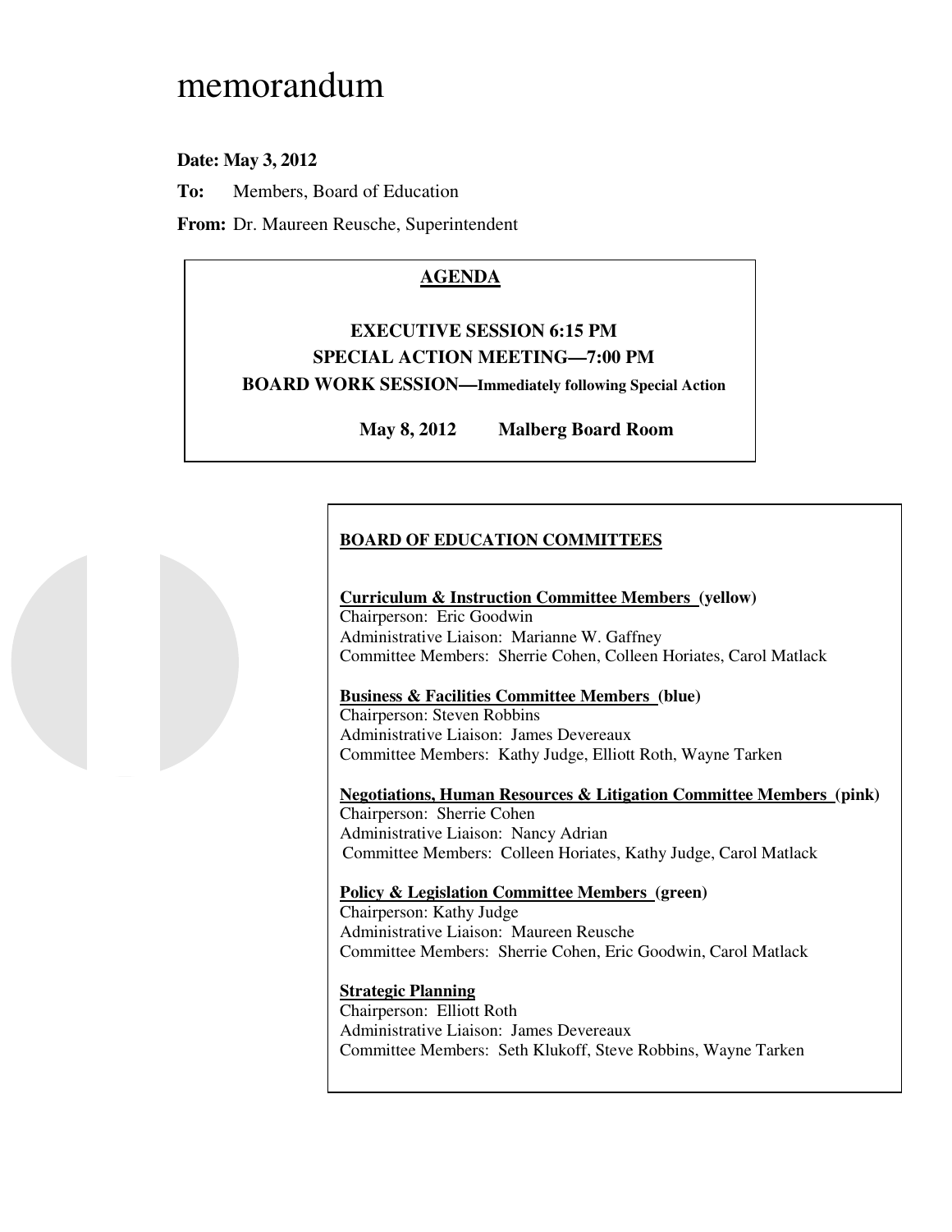# memorandum

**Date: May 3, 2012**

**To:** Members, Board of Education

**From:** Dr. Maureen Reusche, Superintendent

**AGENDA**

**EXECUTIVE SESSION 6:15 PM**

**SPECIAL ACTION MEETING—7:00 PM**

**BOARD WORK SESSION—Immediately following Special Action**

**May 8, 2012 Malberg Board Room**

**BOARD OF EDUCATION COMMITTEES**

**Curriculum & Instruction Committee Members (yellow)**
Chairperson: Eric Goodwin
Administrative Liaison: Marianne W. Gaffney
Committee Members: Sherrie Cohen, Colleen Horiates, Carol Matlack

**Business & Facilities Committee Members (blue)**
Chairperson: Steven Robbins
Administrative Liaison: James Devereaux
Committee Members: Kathy Judge, Elliott Roth, Wayne Tarken

**Negotiations, Human Resources & Litigation Committee Members (pink)**
Chairperson: Sherrie Cohen
Administrative Liaison: Nancy Adrian
Committee Members: Colleen Horiates, Kathy Judge, Carol Matlack

**Policy & Legislation Committee Members (green)**
Chairperson: Kathy Judge
Administrative Liaison: Maureen Reusche
Committee Members: Sherrie Cohen, Eric Goodwin, Carol Matlack

**Strategic Planning**
Chairperson: Elliott Roth
Administrative Liaison: James Devereaux
Committee Members: Seth Klukoff, Steve Robbins, Wayne Tarken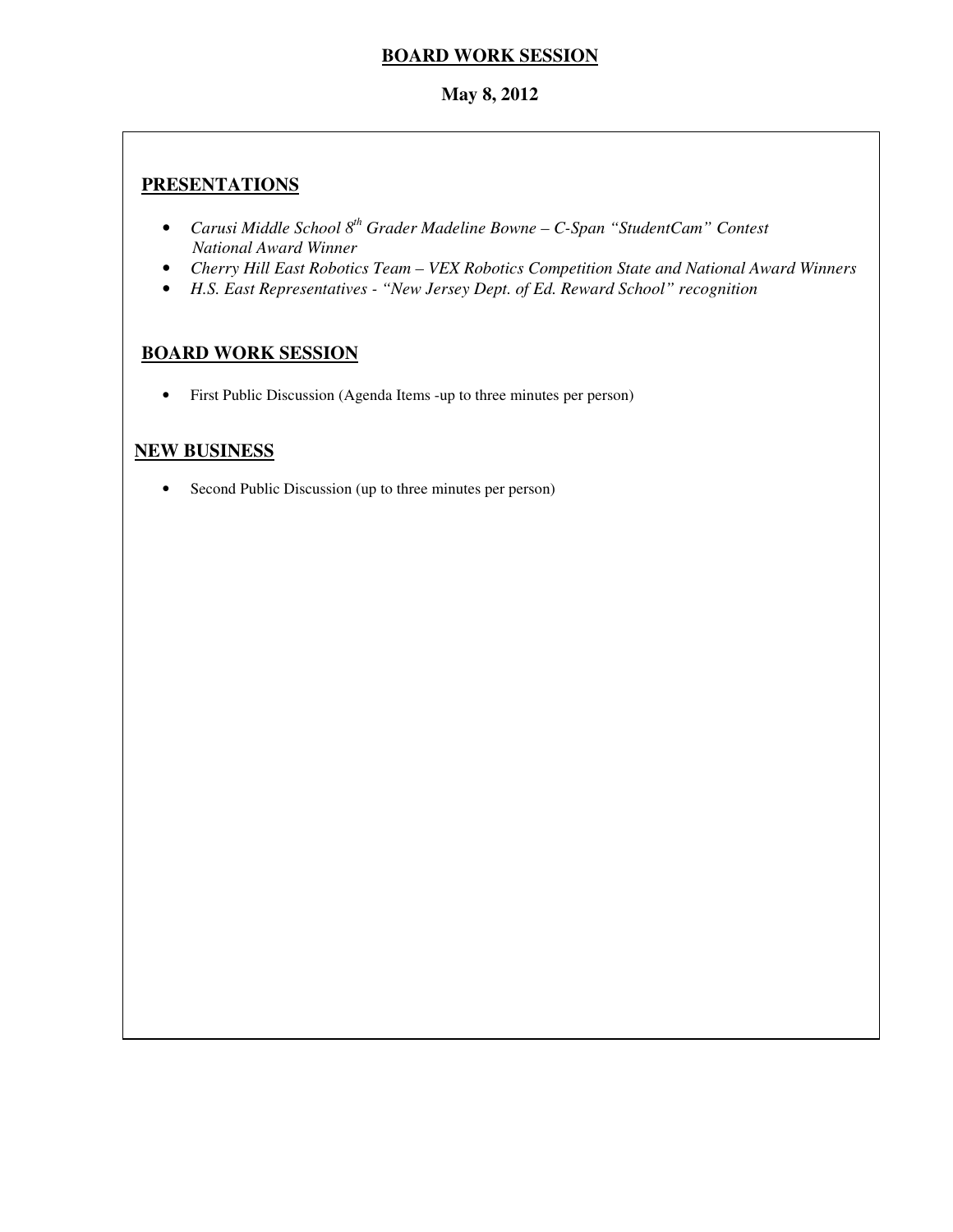# BOARD WORK SESSION

**May 8, 2012**

## PRESENTATIONS

- *Carusi Middle School 8th Grader Madeline Bowne – C-Span "StudentCam" Contest National Award Winner*
- *Cherry Hill East Robotics Team – VEX Robotics Competition State and National Award Winners*
- *H.S. East Representatives - "New Jersey Dept. of Ed. Reward School" recognition*

## BOARD WORK SESSION

- First Public Discussion (Agenda Items -up to three minutes per person)

## NEW BUSINESS

- Second Public Discussion (up to three minutes per person)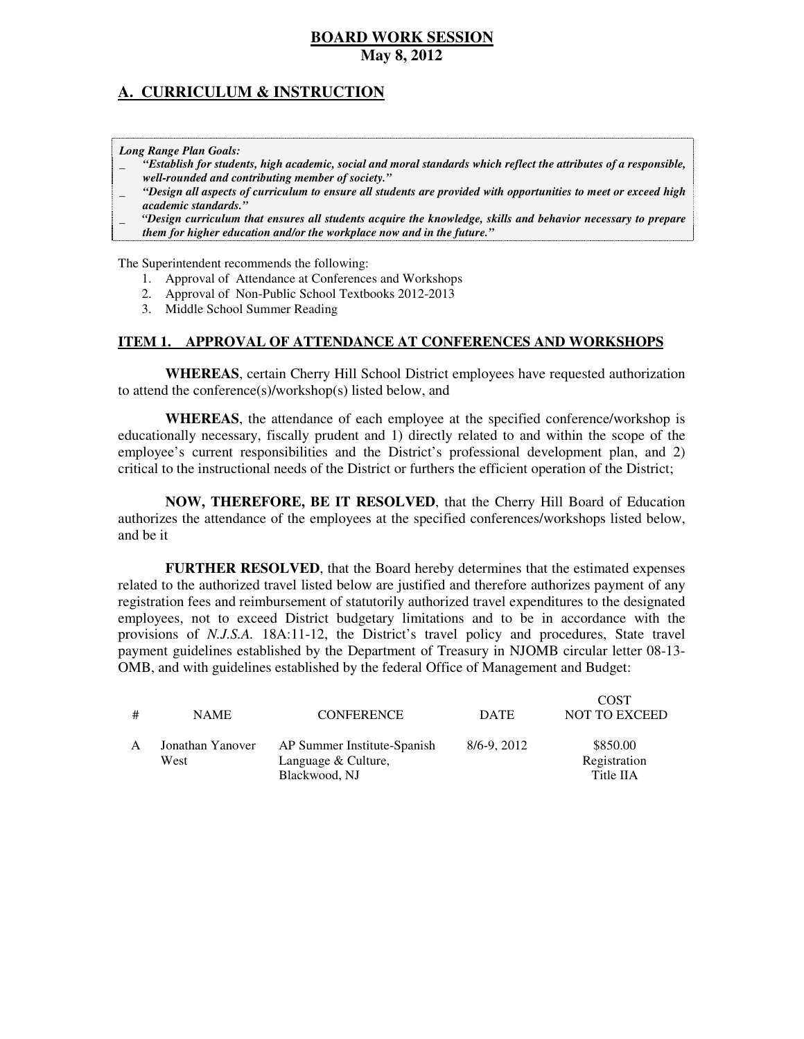# BOARD WORK SESSION

**May 8, 2012**

## A. CURRICULUM & INSTRUCTION

***Long Range Plan Goals:***
- ***"Establish for students, high academic, social and moral standards which reflect the attributes of a responsible, well-rounded and contributing member of society."***
- ***"Design all aspects of curriculum to ensure all students are provided with opportunities to meet or exceed high academic standards."***
- ***"Design curriculum that ensures all students acquire the knowledge, skills and behavior necessary to prepare them for higher education and/or the workplace now and in the future."***

The Superintendent recommends the following:

1. Approval of Attendance at Conferences and Workshops
2. Approval of Non-Public School Textbooks 2012-2013
3. Middle School Summer Reading

### ITEM 1. APPROVAL OF ATTENDANCE AT CONFERENCES AND WORKSHOPS

**WHEREAS**, certain Cherry Hill School District employees have requested authorization to attend the conference(s)/workshop(s) listed below, and

**WHEREAS**, the attendance of each employee at the specified conference/workshop is educationally necessary, fiscally prudent and 1) directly related to and within the scope of the employee's current responsibilities and the District's professional development plan, and 2) critical to the instructional needs of the District or furthers the efficient operation of the District;

**NOW, THEREFORE, BE IT RESOLVED**, that the Cherry Hill Board of Education authorizes the attendance of the employees at the specified conferences/workshops listed below, and be it

**FURTHER RESOLVED**, that the Board hereby determines that the estimated expenses related to the authorized travel listed below are justified and therefore authorizes payment of any registration fees and reimbursement of statutorily authorized travel expenditures to the designated employees, not to exceed District budgetary limitations and to be in accordance with the provisions of *N.J.S.A.* 18A:11-12, the District's travel policy and procedures, State travel payment guidelines established by the Department of Treasury in NJOMB circular letter 08-13-OMB, and with guidelines established by the federal Office of Management and Budget:

| # | NAME | CONFERENCE | DATE | COST NOT TO EXCEED |
|---|---|---|---|---|
| A | Jonathan Yanover West | AP Summer Institute-Spanish Language & Culture, Blackwood, NJ | 8/6-9, 2012 | $850.00 Registration Title IIA |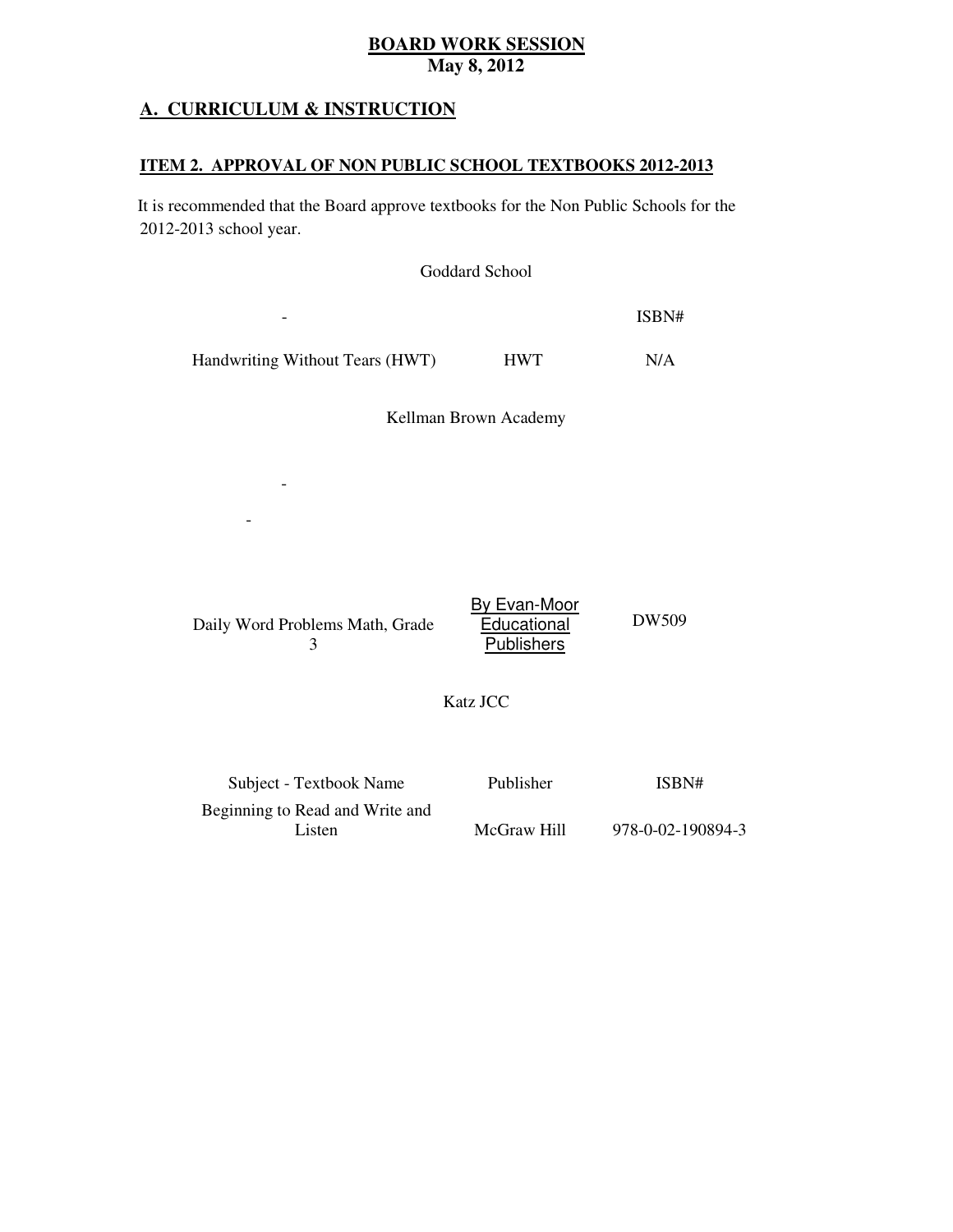**BOARD WORK SESSION**
**May 8, 2012**

## A. CURRICULUM & INSTRUCTION

### ITEM 2. APPROVAL OF NON PUBLIC SCHOOL TEXTBOOKS 2012-2013

It is recommended that the Board approve textbooks for the Non Public Schools for the 2012-2013 school year.

Goddard School

| - | | ISBN# |
|---|---|---|
| Handwriting Without Tears (HWT) | HWT | N/A |

Kellman Brown Academy

| - | | |
|---|---|---|
| - | | |
| Daily Word Problems Math, Grade 3 | By Evan-Moor Educational Publishers | DW509 |

Katz JCC

| Subject - Textbook Name | Publisher | ISBN# |
|---|---|---|
| Beginning to Read and Write and Listen | McGraw Hill | 978-0-02-190894-3 |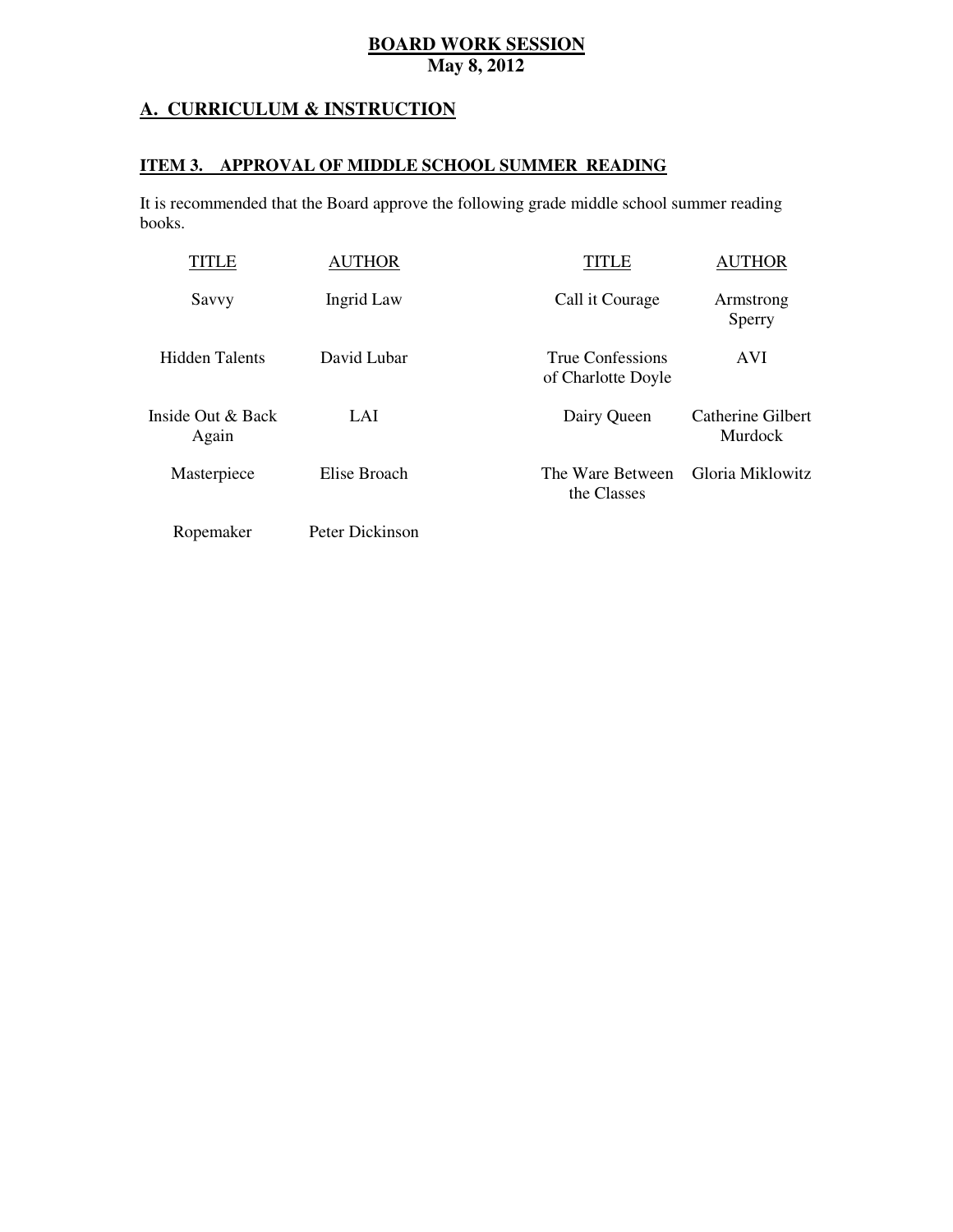## BOARD WORK SESSION
**May 8, 2012**

## A. CURRICULUM & INSTRUCTION

### ITEM 3. APPROVAL OF MIDDLE SCHOOL SUMMER READING

It is recommended that the Board approve the following grade middle school summer reading books.

| TITLE | AUTHOR | TITLE | AUTHOR |
|---|---|---|---|
| Savvy | Ingrid Law | Call it Courage | Armstrong Sperry |
| Hidden Talents | David Lubar | True Confessions of Charlotte Doyle | AVI |
| Inside Out & Back Again | LAI | Dairy Queen | Catherine Gilbert Murdock |
| Masterpiece | Elise Broach | The Ware Between the Classes | Gloria Miklowitz |
| Ropemaker | Peter Dickinson | | |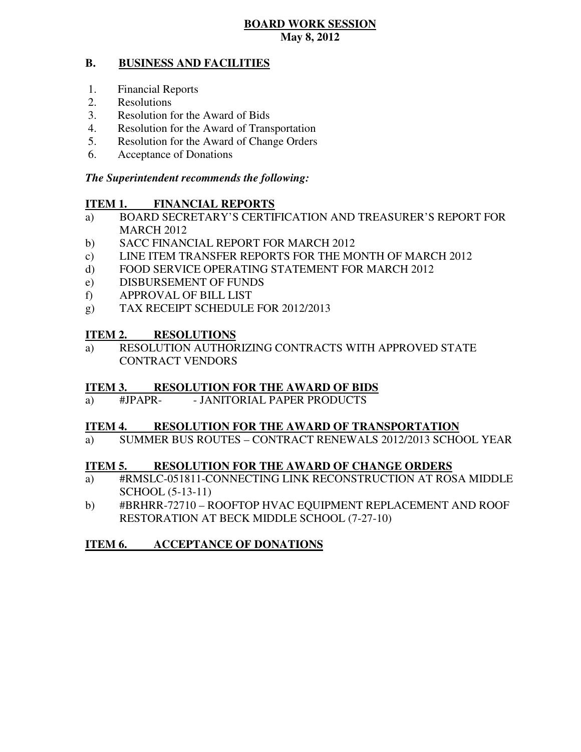**BOARD WORK SESSION**
**May 8, 2012**

## B. BUSINESS AND FACILITIES

1. Financial Reports
2. Resolutions
3. Resolution for the Award of Bids
4. Resolution for the Award of Transportation
5. Resolution for the Award of Change Orders
6. Acceptance of Donations

***The Superintendent recommends the following:***

### ITEM 1. FINANCIAL REPORTS

a) BOARD SECRETARY'S CERTIFICATION AND TREASURER'S REPORT FOR MARCH 2012
b) SACC FINANCIAL REPORT FOR MARCH 2012
c) LINE ITEM TRANSFER REPORTS FOR THE MONTH OF MARCH 2012
d) FOOD SERVICE OPERATING STATEMENT FOR MARCH 2012
e) DISBURSEMENT OF FUNDS
f) APPROVAL OF BILL LIST
g) TAX RECEIPT SCHEDULE FOR 2012/2013

### ITEM 2. RESOLUTIONS

a) RESOLUTION AUTHORIZING CONTRACTS WITH APPROVED STATE CONTRACT VENDORS

### ITEM 3. RESOLUTION FOR THE AWARD OF BIDS

a) #JPAPR- - JANITORIAL PAPER PRODUCTS

### ITEM 4. RESOLUTION FOR THE AWARD OF TRANSPORTATION

a) SUMMER BUS ROUTES – CONTRACT RENEWALS 2012/2013 SCHOOL YEAR

### ITEM 5. RESOLUTION FOR THE AWARD OF CHANGE ORDERS

a) #RMSLC-051811-CONNECTING LINK RECONSTRUCTION AT ROSA MIDDLE SCHOOL (5-13-11)
b) #BRHRR-72710 – ROOFTOP HVAC EQUIPMENT REPLACEMENT AND ROOF RESTORATION AT BECK MIDDLE SCHOOL (7-27-10)

### ITEM 6. ACCEPTANCE OF DONATIONS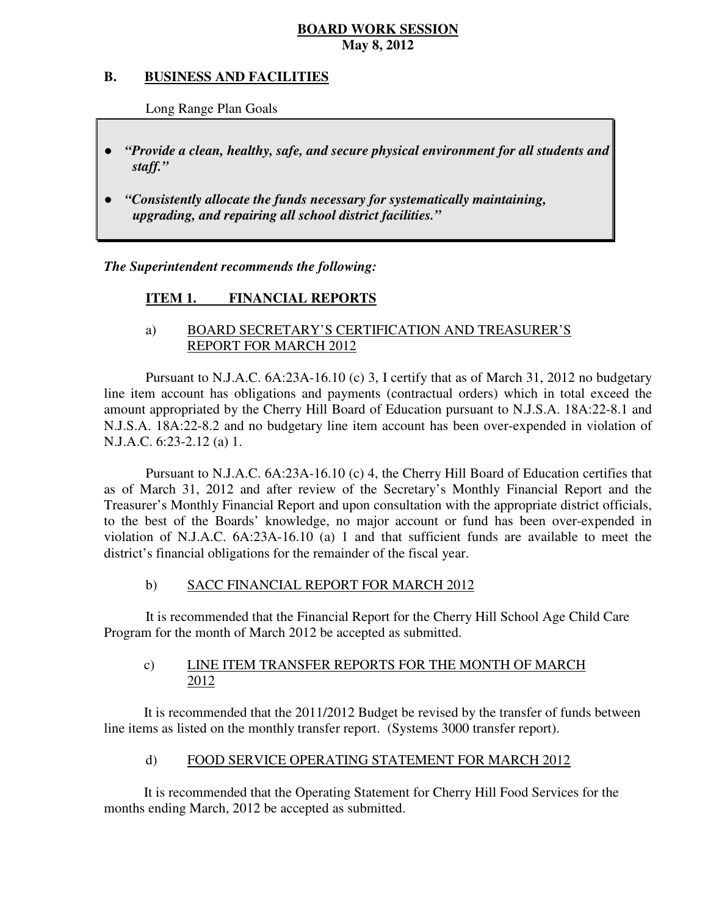**BOARD WORK SESSION**
**May 8, 2012**

## B. BUSINESS AND FACILITIES

Long Range Plan Goals

- ***"Provide a clean, healthy, safe, and secure physical environment for all students and staff."***
- ***"Consistently allocate the funds necessary for systematically maintaining, upgrading, and repairing all school district facilities."***

***The Superintendent recommends the following:***

### ITEM 1. FINANCIAL REPORTS

a) BOARD SECRETARY'S CERTIFICATION AND TREASURER'S REPORT FOR MARCH 2012

Pursuant to N.J.A.C. 6A:23A-16.10 (c) 3, I certify that as of March 31, 2012 no budgetary line item account has obligations and payments (contractual orders) which in total exceed the amount appropriated by the Cherry Hill Board of Education pursuant to N.J.S.A. 18A:22-8.1 and N.J.S.A. 18A:22-8.2 and no budgetary line item account has been over-expended in violation of N.J.A.C. 6:23-2.12 (a) 1.

Pursuant to N.J.A.C. 6A:23A-16.10 (c) 4, the Cherry Hill Board of Education certifies that as of March 31, 2012 and after review of the Secretary's Monthly Financial Report and the Treasurer's Monthly Financial Report and upon consultation with the appropriate district officials, to the best of the Boards' knowledge, no major account or fund has been over-expended in violation of N.J.A.C. 6A:23A-16.10 (a) 1 and that sufficient funds are available to meet the district's financial obligations for the remainder of the fiscal year.

b) SACC FINANCIAL REPORT FOR MARCH 2012

It is recommended that the Financial Report for the Cherry Hill School Age Child Care Program for the month of March 2012 be accepted as submitted.

c) LINE ITEM TRANSFER REPORTS FOR THE MONTH OF MARCH 2012

It is recommended that the 2011/2012 Budget be revised by the transfer of funds between line items as listed on the monthly transfer report. (Systems 3000 transfer report).

d) FOOD SERVICE OPERATING STATEMENT FOR MARCH 2012

It is recommended that the Operating Statement for Cherry Hill Food Services for the months ending March, 2012 be accepted as submitted.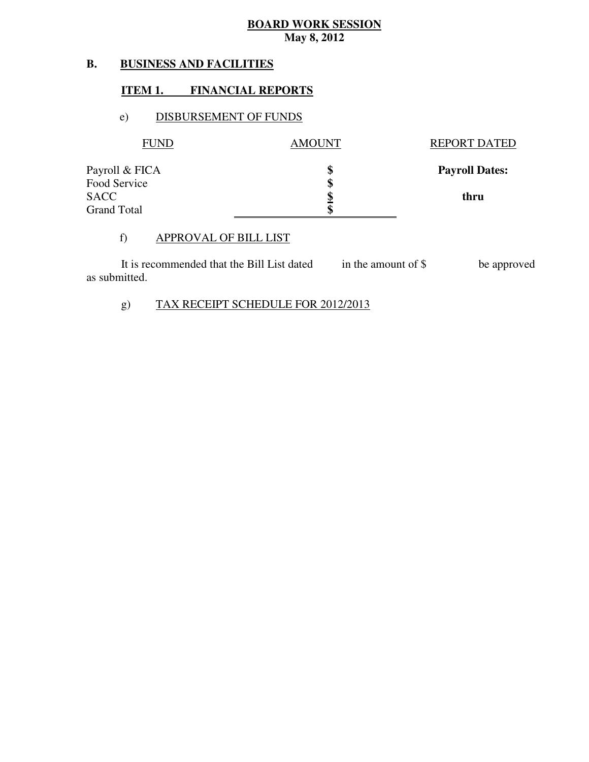**BOARD WORK SESSION**
**May 8, 2012**

## B. BUSINESS AND FACILITIES

### ITEM 1. FINANCIAL REPORTS

e) DISBURSEMENT OF FUNDS

| FUND | AMOUNT | REPORT DATED |
|---|---|---|
| Payroll & FICA | $ | **Payroll Dates:** |
| Food Service | $ | |
| SACC | $ | **thru** |
| Grand Total | $ | |

f) APPROVAL OF BILL LIST

It is recommended that the Bill List dated in the amount of $ be approved as submitted.

g) TAX RECEIPT SCHEDULE FOR 2012/2013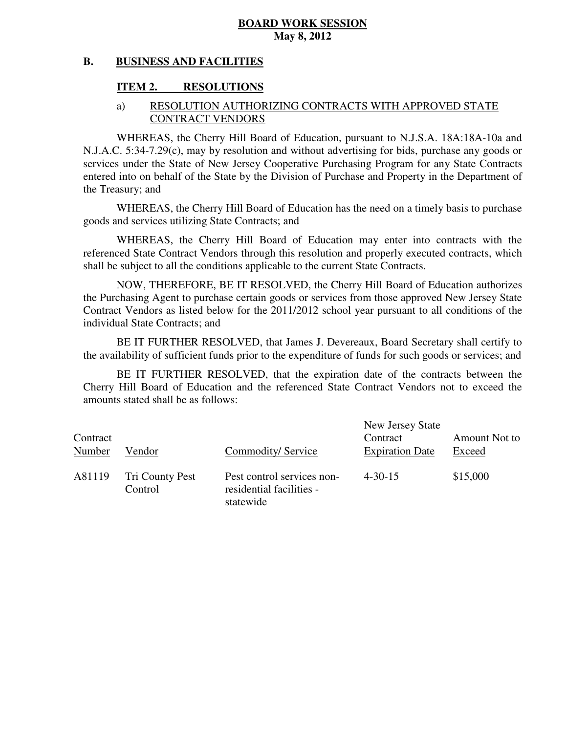**BOARD WORK SESSION**
**May 8, 2012**

## B. BUSINESS AND FACILITIES

### ITEM 2. RESOLUTIONS

a) RESOLUTION AUTHORIZING CONTRACTS WITH APPROVED STATE CONTRACT VENDORS

WHEREAS, the Cherry Hill Board of Education, pursuant to N.J.S.A. 18A:18A-10a and N.J.A.C. 5:34-7.29(c), may by resolution and without advertising for bids, purchase any goods or services under the State of New Jersey Cooperative Purchasing Program for any State Contracts entered into on behalf of the State by the Division of Purchase and Property in the Department of the Treasury; and

WHEREAS, the Cherry Hill Board of Education has the need on a timely basis to purchase goods and services utilizing State Contracts; and

WHEREAS, the Cherry Hill Board of Education may enter into contracts with the referenced State Contract Vendors through this resolution and properly executed contracts, which shall be subject to all the conditions applicable to the current State Contracts.

NOW, THEREFORE, BE IT RESOLVED, the Cherry Hill Board of Education authorizes the Purchasing Agent to purchase certain goods or services from those approved New Jersey State Contract Vendors as listed below for the 2011/2012 school year pursuant to all conditions of the individual State Contracts; and

BE IT FURTHER RESOLVED, that James J. Devereaux, Board Secretary shall certify to the availability of sufficient funds prior to the expenditure of funds for such goods or services; and

BE IT FURTHER RESOLVED, that the expiration date of the contracts between the Cherry Hill Board of Education and the referenced State Contract Vendors not to exceed the amounts stated shall be as follows:

| Contract Number | Vendor | Commodity/ Service | New Jersey State Contract Expiration Date | Amount Not to Exceed |
|---|---|---|---|---|
| A81119 | Tri County Pest Control | Pest control services non-residential facilities - statewide | 4-30-15 | $15,000 |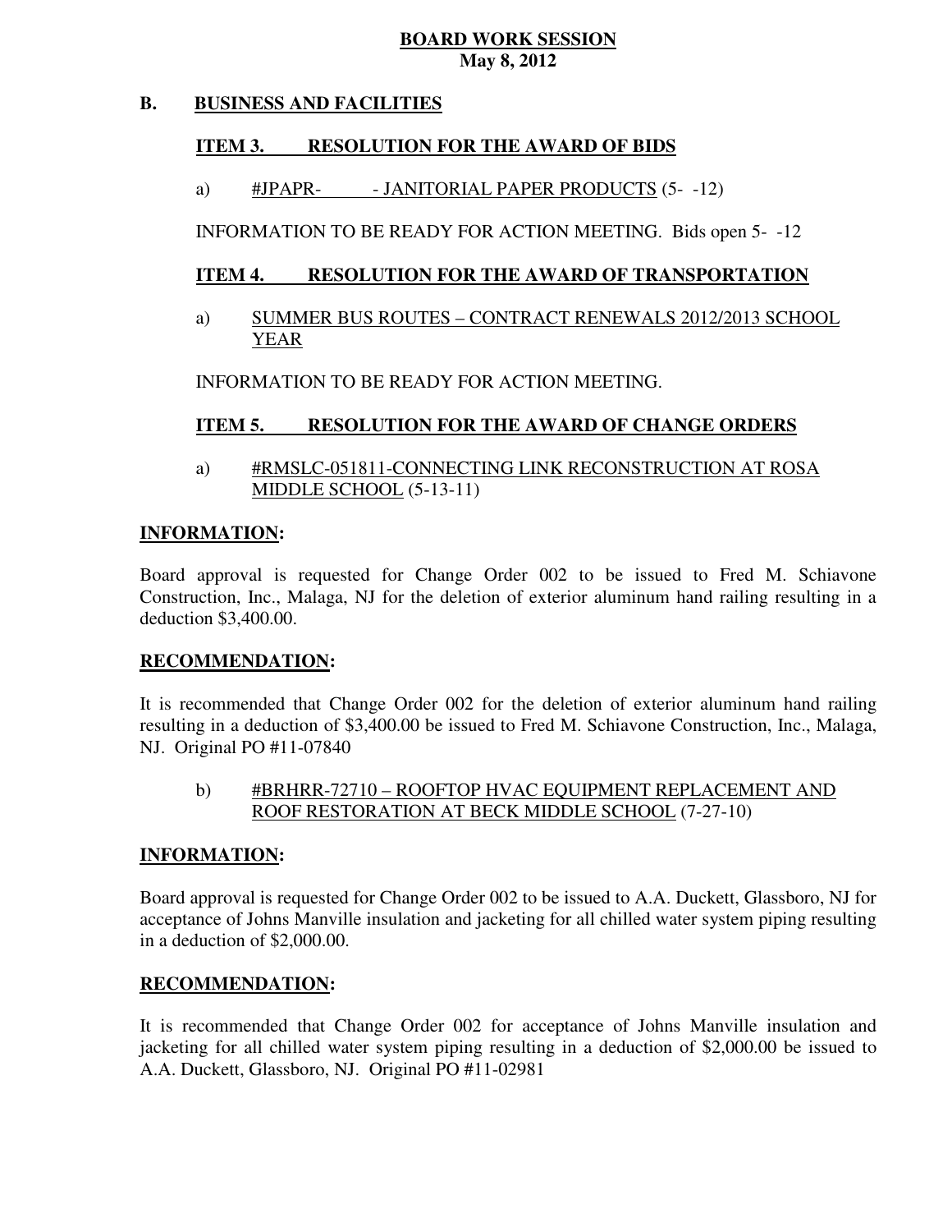**BOARD WORK SESSION**
**May 8, 2012**

## B. BUSINESS AND FACILITIES

### ITEM 3. RESOLUTION FOR THE AWARD OF BIDS

a) #JPAPR- - JANITORIAL PAPER PRODUCTS (5- -12)

INFORMATION TO BE READY FOR ACTION MEETING. Bids open 5- -12

### ITEM 4. RESOLUTION FOR THE AWARD OF TRANSPORTATION

a) SUMMER BUS ROUTES – CONTRACT RENEWALS 2012/2013 SCHOOL YEAR

INFORMATION TO BE READY FOR ACTION MEETING.

### ITEM 5. RESOLUTION FOR THE AWARD OF CHANGE ORDERS

a) #RMSLC-051811-CONNECTING LINK RECONSTRUCTION AT ROSA MIDDLE SCHOOL (5-13-11)

**INFORMATION:**

Board approval is requested for Change Order 002 to be issued to Fred M. Schiavone Construction, Inc., Malaga, NJ for the deletion of exterior aluminum hand railing resulting in a deduction $3,400.00.

**RECOMMENDATION:**

It is recommended that Change Order 002 for the deletion of exterior aluminum hand railing resulting in a deduction of $3,400.00 be issued to Fred M. Schiavone Construction, Inc., Malaga, NJ. Original PO #11-07840

b) #BRHRR-72710 – ROOFTOP HVAC EQUIPMENT REPLACEMENT AND ROOF RESTORATION AT BECK MIDDLE SCHOOL (7-27-10)

**INFORMATION:**

Board approval is requested for Change Order 002 to be issued to A.A. Duckett, Glassboro, NJ for acceptance of Johns Manville insulation and jacketing for all chilled water system piping resulting in a deduction of $2,000.00.

**RECOMMENDATION:**

It is recommended that Change Order 002 for acceptance of Johns Manville insulation and jacketing for all chilled water system piping resulting in a deduction of $2,000.00 be issued to A.A. Duckett, Glassboro, NJ. Original PO #11-02981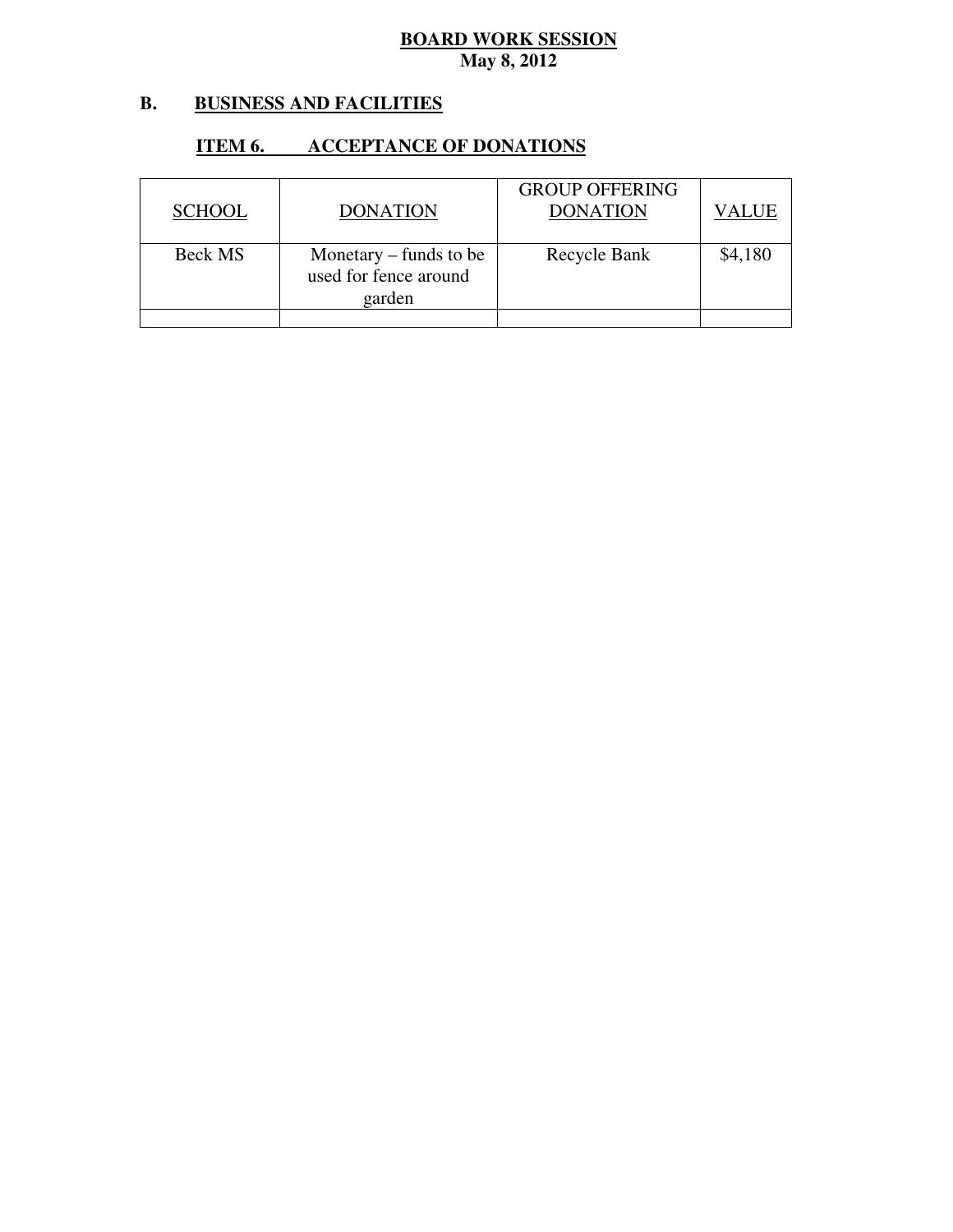**BOARD WORK SESSION**
**May 8, 2012**

## B. BUSINESS AND FACILITIES

### ITEM 6. ACCEPTANCE OF DONATIONS

| SCHOOL | DONATION | GROUP OFFERING DONATION | VALUE |
|---|---|---|---|
| Beck MS | Monetary – funds to be used for fence around garden | Recycle Bank | $4,180 |
| | | | |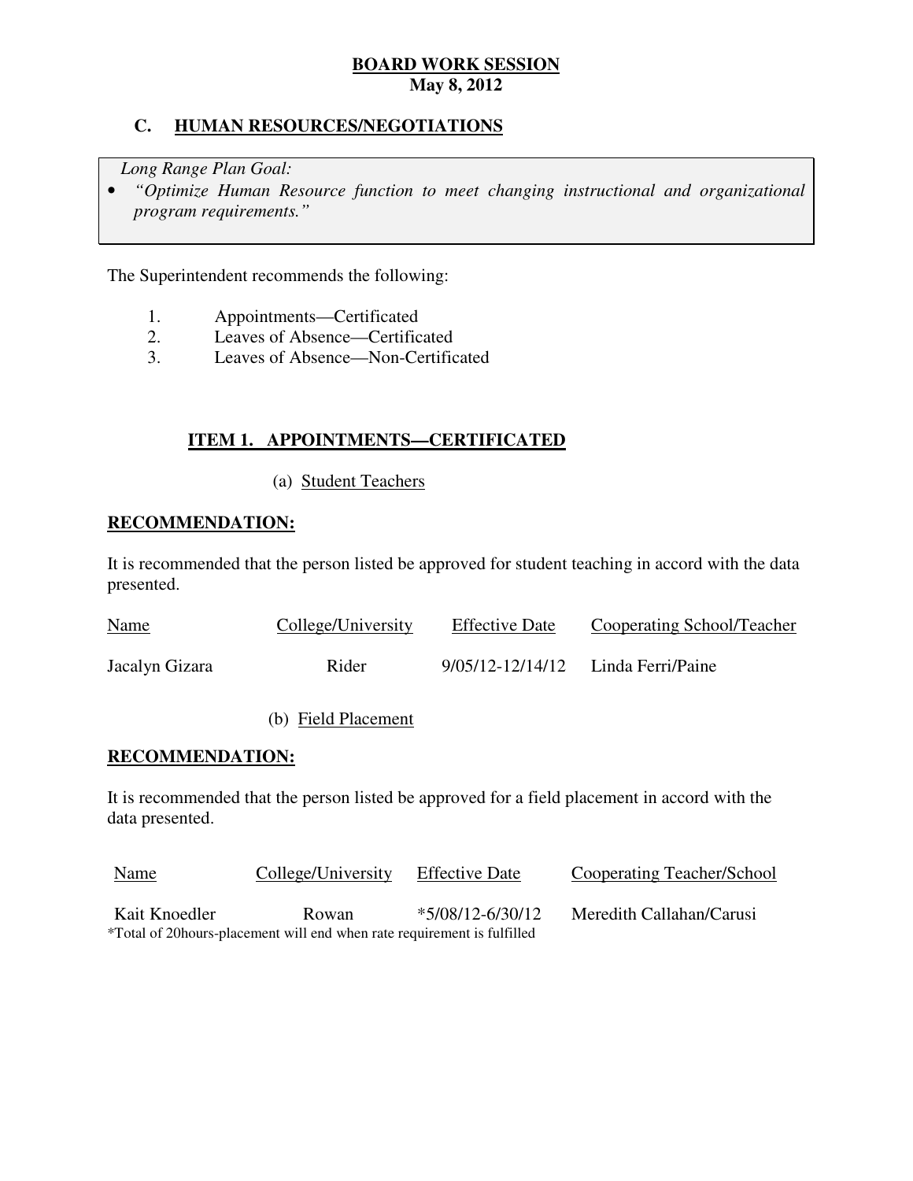# BOARD WORK SESSION
**May 8, 2012**

## C. HUMAN RESOURCES/NEGOTIATIONS

> *Long Range Plan Goal:*
> - *"Optimize Human Resource function to meet changing instructional and organizational program requirements."*

The Superintendent recommends the following:

1. Appointments—Certificated
2. Leaves of Absence—Certificated
3. Leaves of Absence—Non-Certificated

### ITEM 1. APPOINTMENTS—CERTIFICATED

(a) Student Teachers

**RECOMMENDATION:**

It is recommended that the person listed be approved for student teaching in accord with the data presented.

| Name | College/University | Effective Date | Cooperating School/Teacher |
|---|---|---|---|
| Jacalyn Gizara | Rider | 9/05/12-12/14/12 | Linda Ferri/Paine |

(b) Field Placement

**RECOMMENDATION:**

It is recommended that the person listed be approved for a field placement in accord with the data presented.

| Name | College/University | Effective Date | Cooperating Teacher/School |
|---|---|---|---|
| Kait Knoedler | Rowan | *5/08/12-6/30/12 | Meredith Callahan/Carusi |

*Total of 20hours-placement will end when rate requirement is fulfilled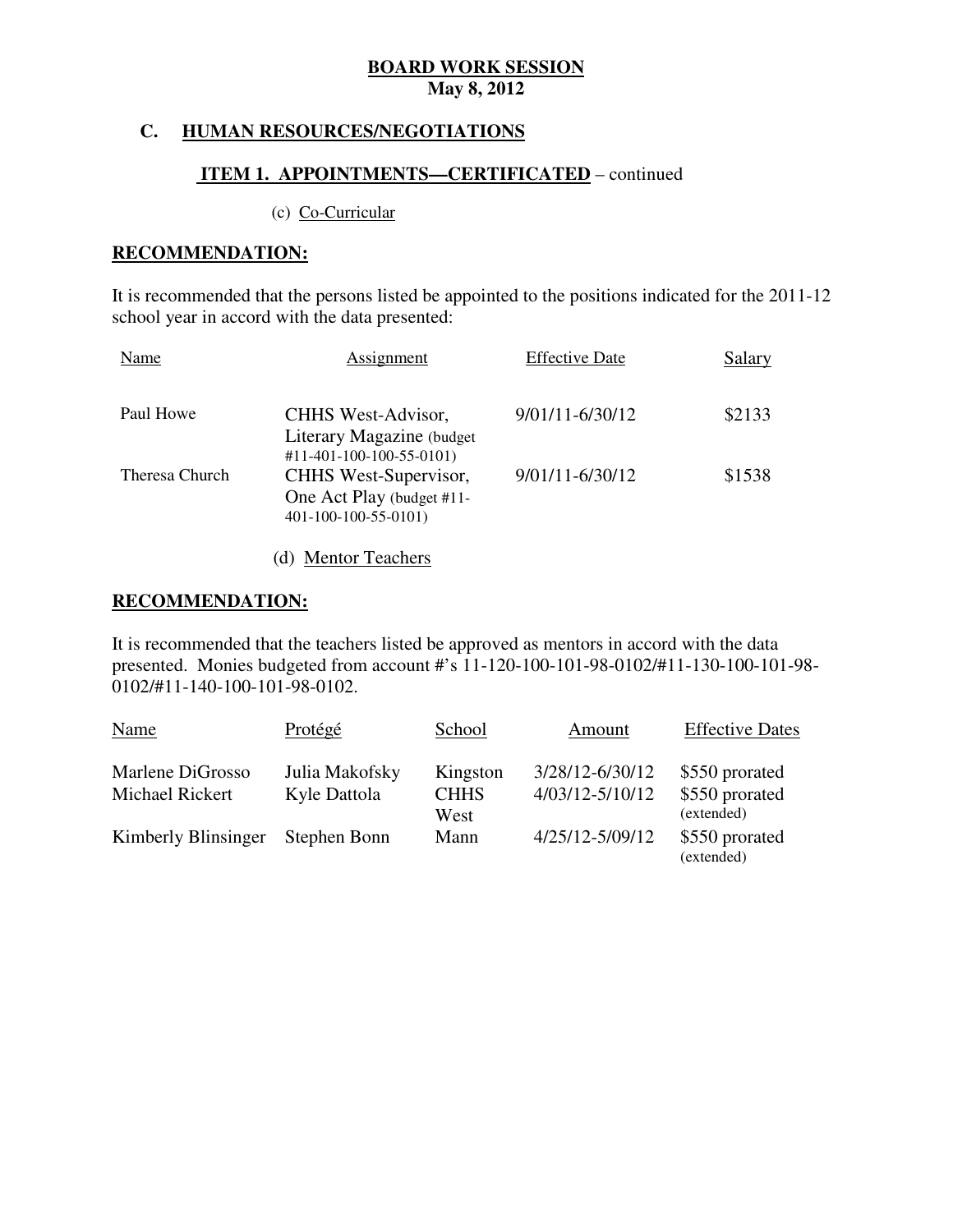## C. HUMAN RESOURCES/NEGOTIATIONS

### ITEM 1. APPOINTMENTS—CERTIFICATED – continued

(c) Co-Curricular

**RECOMMENDATION:**

It is recommended that the persons listed be appointed to the positions indicated for the 2011-12 school year in accord with the data presented:

| Name | Assignment | Effective Date | Salary |
|---|---|---|---|
| Paul Howe | CHHS West-Advisor, Literary Magazine (budget #11-401-100-100-55-0101) | 9/01/11-6/30/12 | \$2133 |
| Theresa Church | CHHS West-Supervisor, One Act Play (budget #11-401-100-100-55-0101) | 9/01/11-6/30/12 | \$1538 |

(d) Mentor Teachers

**RECOMMENDATION:**

It is recommended that the teachers listed be approved as mentors in accord with the data presented. Monies budgeted from account #'s 11-120-100-101-98-0102/#11-130-100-101-98-0102/#11-140-100-101-98-0102.

| Name | Protégé | School | Amount | Effective Dates |
|---|---|---|---|---|
| Marlene DiGrosso | Julia Makofsky | Kingston | 3/28/12-6/30/12 | \$550 prorated |
| Michael Rickert | Kyle Dattola | CHHS West | 4/03/12-5/10/12 | \$550 prorated (extended) |
| Kimberly Blinsinger | Stephen Bonn | Mann | 4/25/12-5/09/12 | \$550 prorated (extended) |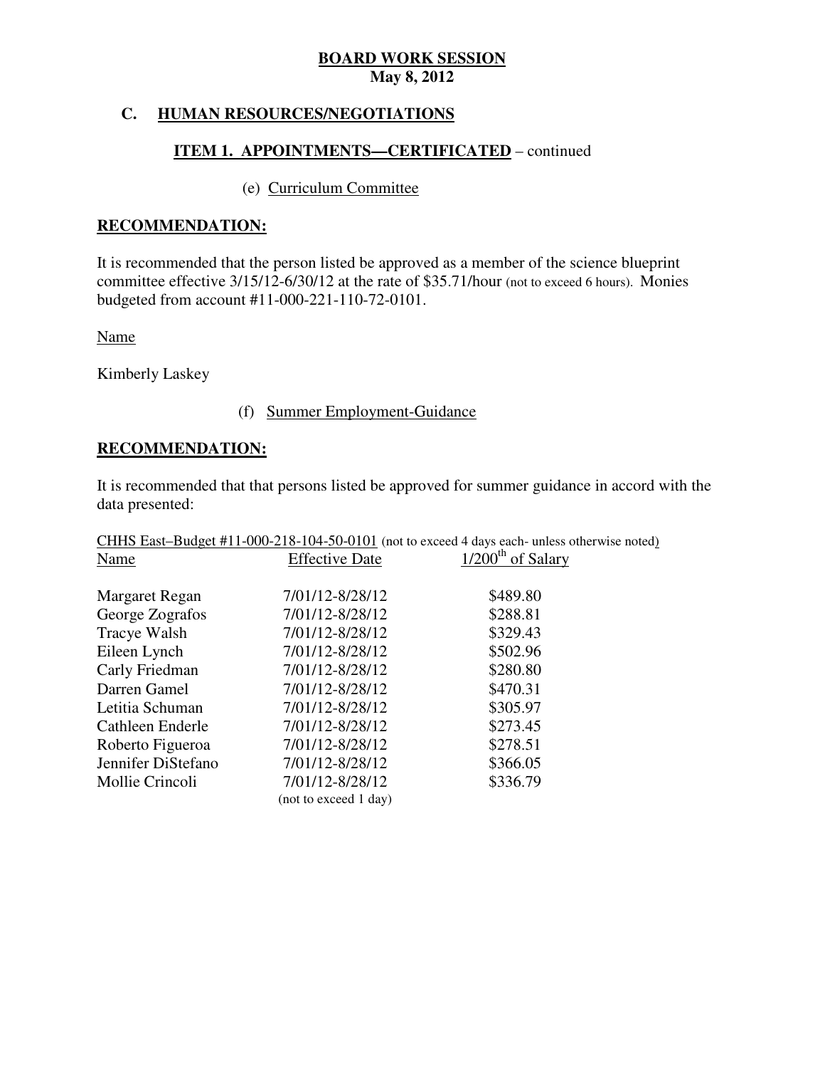**BOARD WORK SESSION**
**May 8, 2012**

## C. HUMAN RESOURCES/NEGOTIATIONS

### ITEM 1. APPOINTMENTS—CERTIFICATED – continued

(e) Curriculum Committee

**RECOMMENDATION:**

It is recommended that the person listed be approved as a member of the science blueprint committee effective 3/15/12-6/30/12 at the rate of $35.71/hour (not to exceed 6 hours). Monies budgeted from account #11-000-221-110-72-0101.

Name

Kimberly Laskey

(f) Summer Employment-Guidance

**RECOMMENDATION:**

It is recommended that that persons listed be approved for summer guidance in accord with the data presented:

CHHS East–Budget #11-000-218-104-50-0101 (not to exceed 4 days each- unless otherwise noted)

| Name | Effective Date | 1/200th of Salary |
|---|---|---|
| Margaret Regan | 7/01/12-8/28/12 | $489.80 |
| George Zografos | 7/01/12-8/28/12 | $288.81 |
| Tracye Walsh | 7/01/12-8/28/12 | $329.43 |
| Eileen Lynch | 7/01/12-8/28/12 | $502.96 |
| Carly Friedman | 7/01/12-8/28/12 | $280.80 |
| Darren Gamel | 7/01/12-8/28/12 | $470.31 |
| Letitia Schuman | 7/01/12-8/28/12 | $305.97 |
| Cathleen Enderle | 7/01/12-8/28/12 | $273.45 |
| Roberto Figueroa | 7/01/12-8/28/12 | $278.51 |
| Jennifer DiStefano | 7/01/12-8/28/12 | $366.05 |
| Mollie Crincoli | 7/01/12-8/28/12 (not to exceed 1 day) | $336.79 |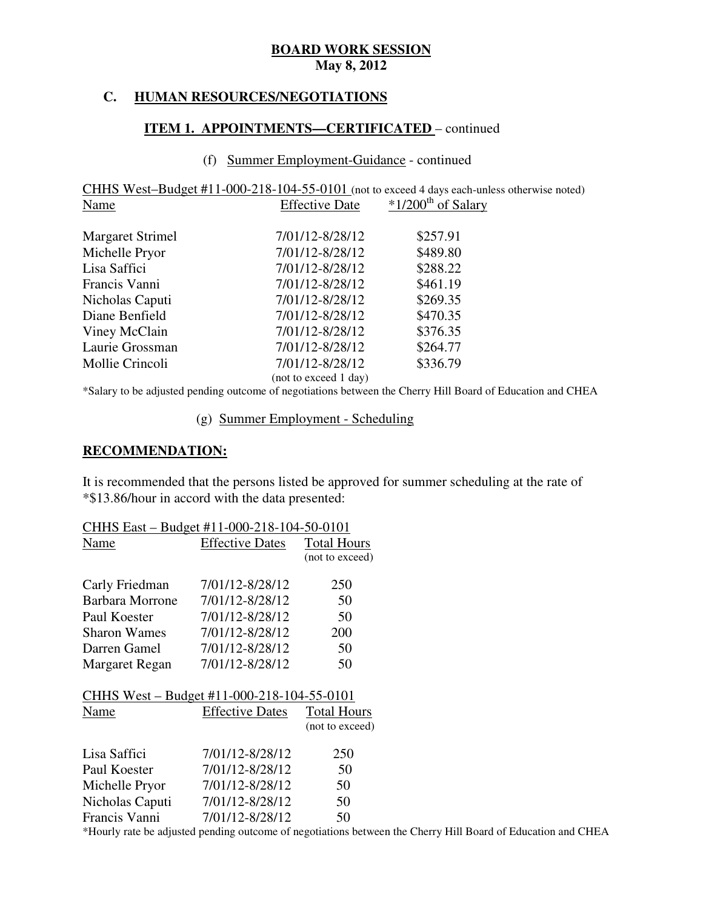**BOARD WORK SESSION**
**May 8, 2012**

## C. HUMAN RESOURCES/NEGOTIATIONS

### ITEM 1. APPOINTMENTS—CERTIFICATED – continued

(f) Summer Employment-Guidance - continued

CHHS West–Budget #11-000-218-104-55-0101 (not to exceed 4 days each-unless otherwise noted)

| Name | Effective Date | *1/200th of Salary |
|---|---|---|
| Margaret Strimel | 7/01/12-8/28/12 | $257.91 |
| Michelle Pryor | 7/01/12-8/28/12 | $489.80 |
| Lisa Saffici | 7/01/12-8/28/12 | $288.22 |
| Francis Vanni | 7/01/12-8/28/12 | $461.19 |
| Nicholas Caputi | 7/01/12-8/28/12 | $269.35 |
| Diane Benfield | 7/01/12-8/28/12 | $470.35 |
| Viney McClain | 7/01/12-8/28/12 | $376.35 |
| Laurie Grossman | 7/01/12-8/28/12 | $264.77 |
| Mollie Crincoli | 7/01/12-8/28/12 (not to exceed 1 day) | $336.79 |

*Salary to be adjusted pending outcome of negotiations between the Cherry Hill Board of Education and CHEA

(g) Summer Employment - Scheduling

**RECOMMENDATION:**

It is recommended that the persons listed be approved for summer scheduling at the rate of *$13.86/hour in accord with the data presented:

CHHS East – Budget #11-000-218-104-50-0101

| Name | Effective Dates | Total Hours (not to exceed) |
|---|---|---|
| Carly Friedman | 7/01/12-8/28/12 | 250 |
| Barbara Morrone | 7/01/12-8/28/12 | 50 |
| Paul Koester | 7/01/12-8/28/12 | 50 |
| Sharon Wames | 7/01/12-8/28/12 | 200 |
| Darren Gamel | 7/01/12-8/28/12 | 50 |
| Margaret Regan | 7/01/12-8/28/12 | 50 |

CHHS West – Budget #11-000-218-104-55-0101

| Name | Effective Dates | Total Hours (not to exceed) |
|---|---|---|
| Lisa Saffici | 7/01/12-8/28/12 | 250 |
| Paul Koester | 7/01/12-8/28/12 | 50 |
| Michelle Pryor | 7/01/12-8/28/12 | 50 |
| Nicholas Caputi | 7/01/12-8/28/12 | 50 |
| Francis Vanni | 7/01/12-8/28/12 | 50 |

*Hourly rate be adjusted pending outcome of negotiations between the Cherry Hill Board of Education and CHEA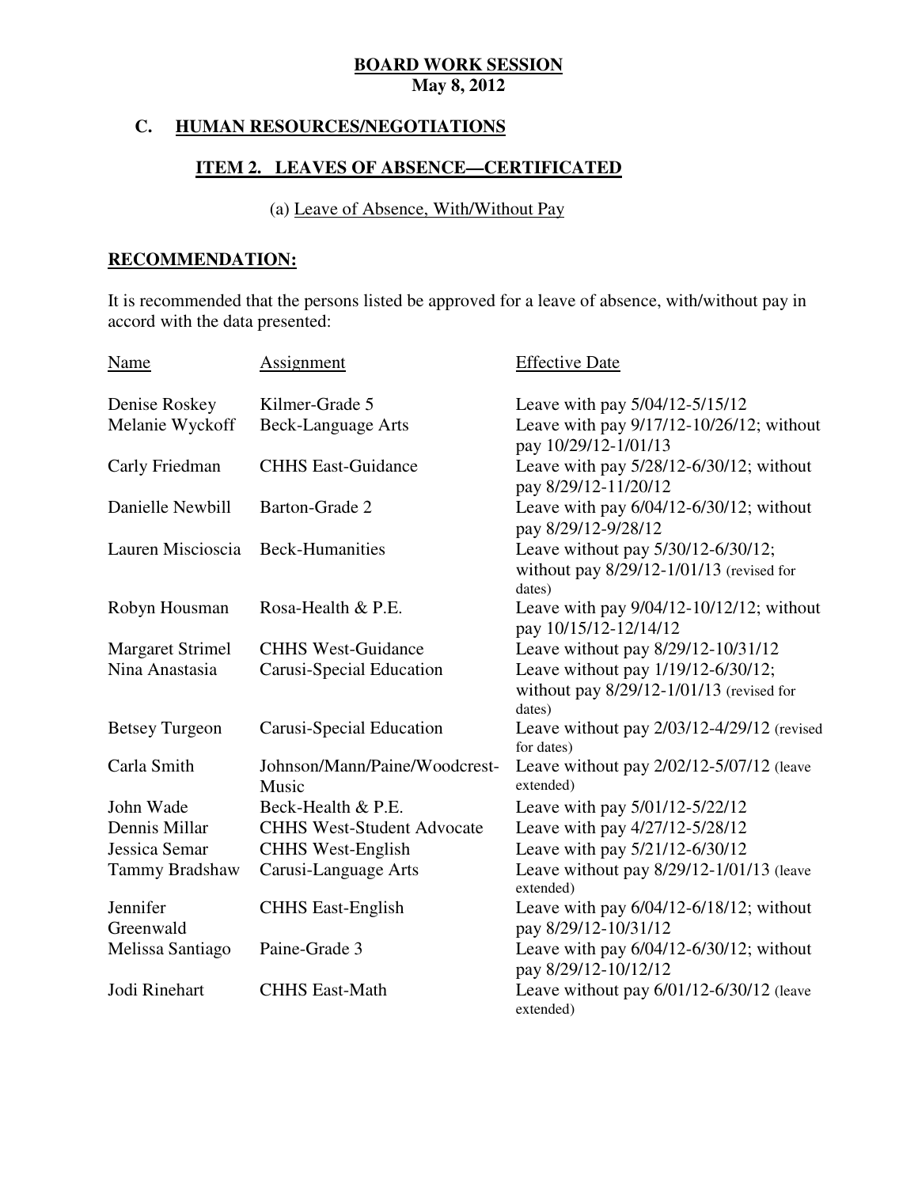**BOARD WORK SESSION**
**May 8, 2012**

## C. HUMAN RESOURCES/NEGOTIATIONS

### ITEM 2. LEAVES OF ABSENCE—CERTIFICATED

(a) Leave of Absence, With/Without Pay

**RECOMMENDATION:**

It is recommended that the persons listed be approved for a leave of absence, with/without pay in accord with the data presented:

| Name | Assignment | Effective Date |
|---|---|---|
| Denise Roskey | Kilmer-Grade 5 | Leave with pay 5/04/12-5/15/12 |
| Melanie Wyckoff | Beck-Language Arts | Leave with pay 9/17/12-10/26/12; without pay 10/29/12-1/01/13 |
| Carly Friedman | CHHS East-Guidance | Leave with pay 5/28/12-6/30/12; without pay 8/29/12-11/20/12 |
| Danielle Newbill | Barton-Grade 2 | Leave with pay 6/04/12-6/30/12; without pay 8/29/12-9/28/12 |
| Lauren Miscioscia | Beck-Humanities | Leave without pay 5/30/12-6/30/12; without pay 8/29/12-1/01/13 (revised for dates) |
| Robyn Housman | Rosa-Health & P.E. | Leave with pay 9/04/12-10/12/12; without pay 10/15/12-12/14/12 |
| Margaret Strimel | CHHS West-Guidance | Leave without pay 8/29/12-10/31/12 |
| Nina Anastasia | Carusi-Special Education | Leave without pay 1/19/12-6/30/12; without pay 8/29/12-1/01/13 (revised for dates) |
| Betsey Turgeon | Carusi-Special Education | Leave without pay 2/03/12-4/29/12 (revised for dates) |
| Carla Smith | Johnson/Mann/Paine/Woodcrest-Music | Leave without pay 2/02/12-5/07/12 (leave extended) |
| John Wade | Beck-Health & P.E. | Leave with pay 5/01/12-5/22/12 |
| Dennis Millar | CHHS West-Student Advocate | Leave with pay 4/27/12-5/28/12 |
| Jessica Semar | CHHS West-English | Leave with pay 5/21/12-6/30/12 |
| Tammy Bradshaw | Carusi-Language Arts | Leave without pay 8/29/12-1/01/13 (leave extended) |
| Jennifer Greenwald | CHHS East-English | Leave with pay 6/04/12-6/18/12; without pay 8/29/12-10/31/12 |
| Melissa Santiago | Paine-Grade 3 | Leave with pay 6/04/12-6/30/12; without pay 8/29/12-10/12/12 |
| Jodi Rinehart | CHHS East-Math | Leave without pay 6/01/12-6/30/12 (leave extended) |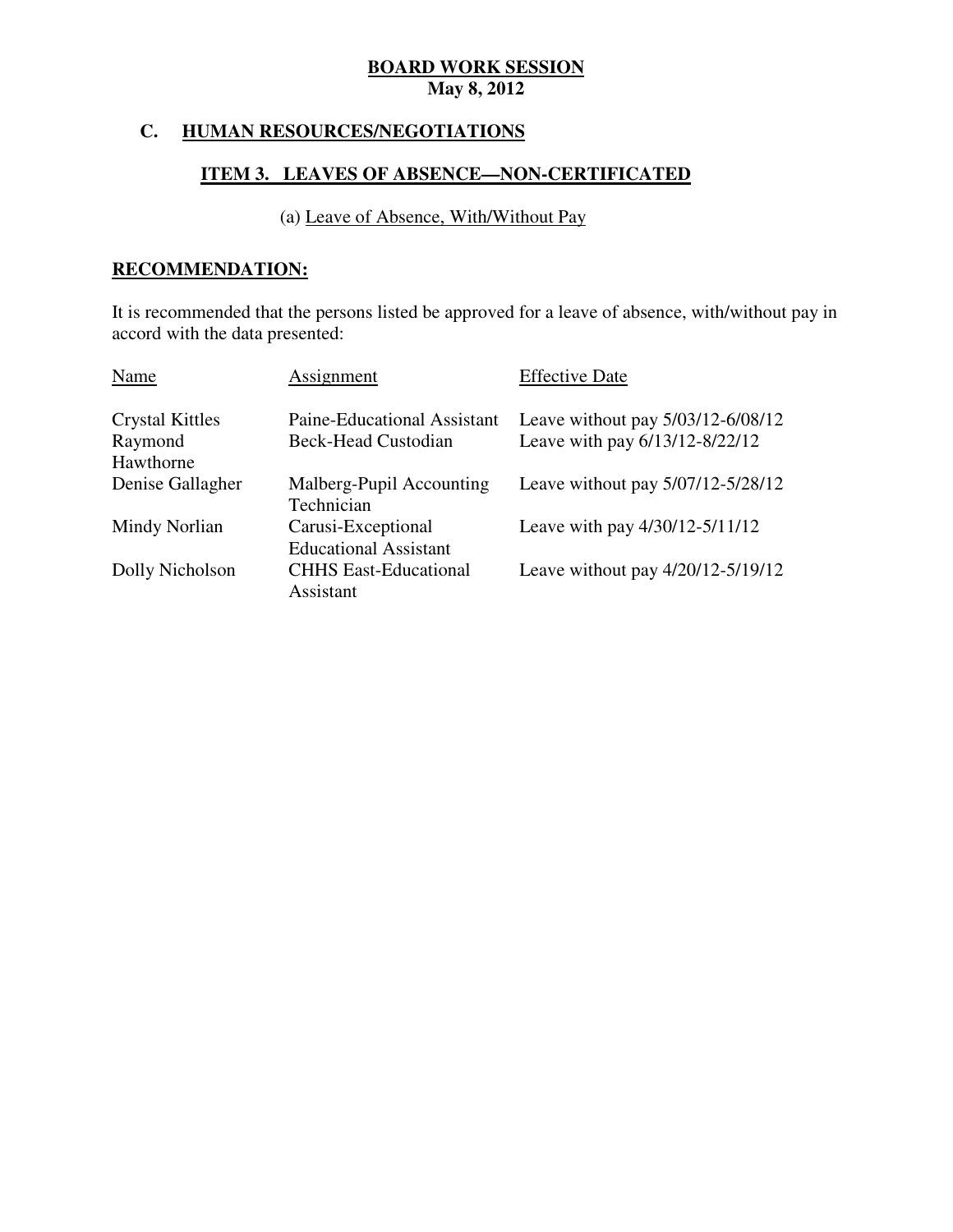**BOARD WORK SESSION**
**May 8, 2012**

## C. HUMAN RESOURCES/NEGOTIATIONS

### ITEM 3. LEAVES OF ABSENCE—NON-CERTIFICATED

(a) Leave of Absence, With/Without Pay

**RECOMMENDATION:**

It is recommended that the persons listed be approved for a leave of absence, with/without pay in accord with the data presented:

| Name | Assignment | Effective Date |
|---|---|---|
| Crystal Kittles | Paine-Educational Assistant | Leave without pay 5/03/12-6/08/12 |
| Raymond Hawthorne | Beck-Head Custodian | Leave with pay 6/13/12-8/22/12 |
| Denise Gallagher | Malberg-Pupil Accounting Technician | Leave without pay 5/07/12-5/28/12 |
| Mindy Norlian | Carusi-Exceptional Educational Assistant | Leave with pay 4/30/12-5/11/12 |
| Dolly Nicholson | CHHS East-Educational Assistant | Leave without pay 4/20/12-5/19/12 |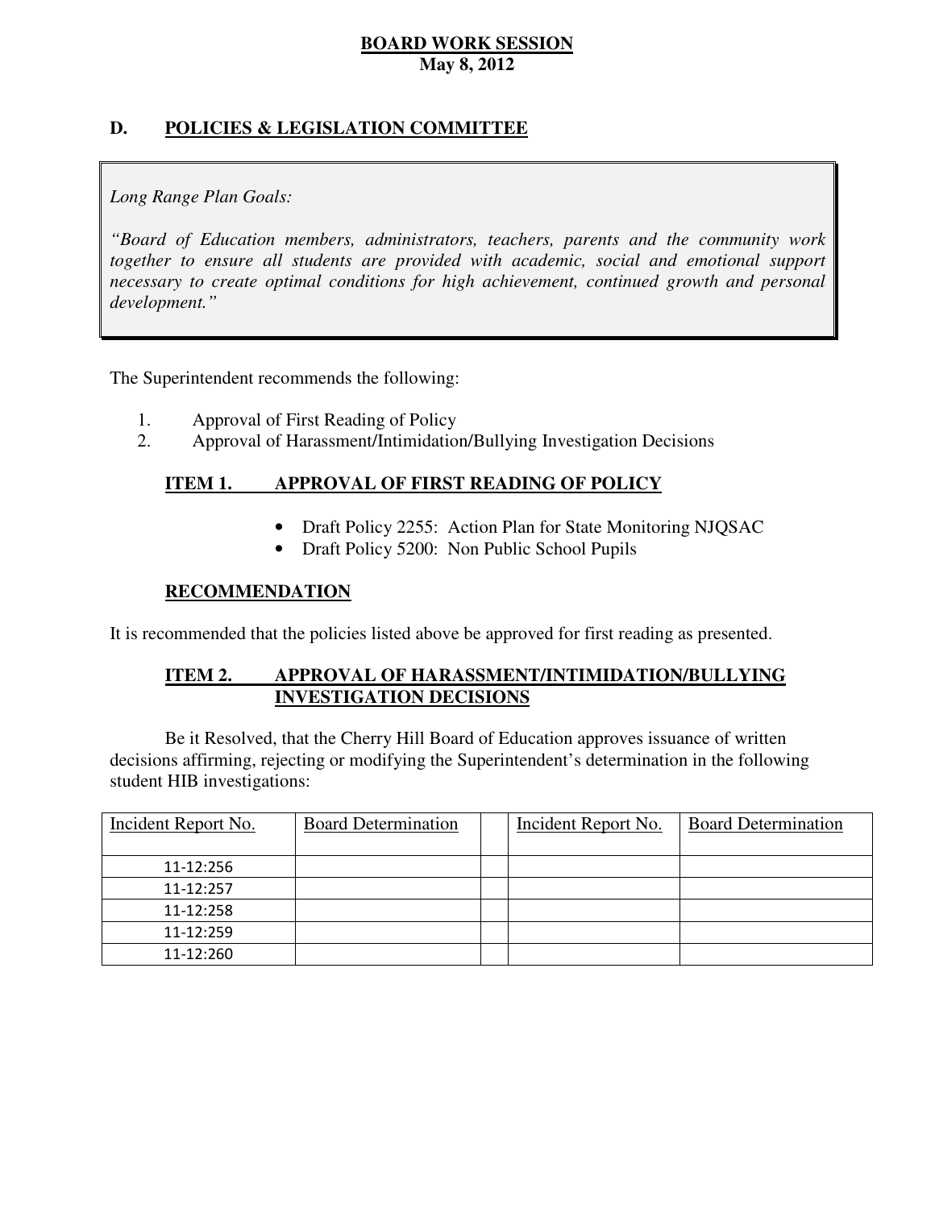**BOARD WORK SESSION**
**May 8, 2012**

## D. POLICIES & LEGISLATION COMMITTEE

*Long Range Plan Goals:*

*"Board of Education members, administrators, teachers, parents and the community work together to ensure all students are provided with academic, social and emotional support necessary to create optimal conditions for high achievement, continued growth and personal development."*

The Superintendent recommends the following:

1. Approval of First Reading of Policy
2. Approval of Harassment/Intimidation/Bullying Investigation Decisions

### ITEM 1. APPROVAL OF FIRST READING OF POLICY

- Draft Policy 2255: Action Plan for State Monitoring NJQSAC
- Draft Policy 5200: Non Public School Pupils

### RECOMMENDATION

It is recommended that the policies listed above be approved for first reading as presented.

### ITEM 2. APPROVAL OF HARASSMENT/INTIMIDATION/BULLYING INVESTIGATION DECISIONS

Be it Resolved, that the Cherry Hill Board of Education approves issuance of written decisions affirming, rejecting or modifying the Superintendent's determination in the following student HIB investigations:

| Incident Report No. | Board Determination | | Incident Report No. | Board Determination |
|---|---|---|---|---|
| 11-12:256 | | | | |
| 11-12:257 | | | | |
| 11-12:258 | | | | |
| 11-12:259 | | | | |
| 11-12:260 | | | | |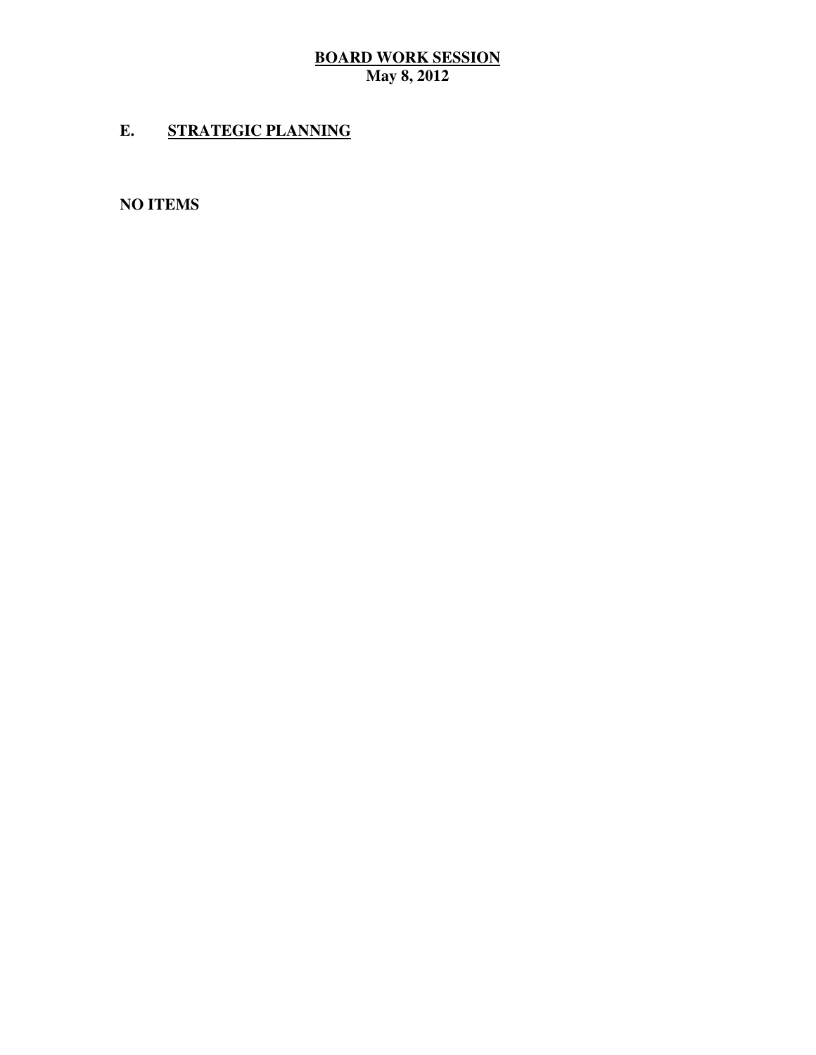## E. STRATEGIC PLANNING

**NO ITEMS**